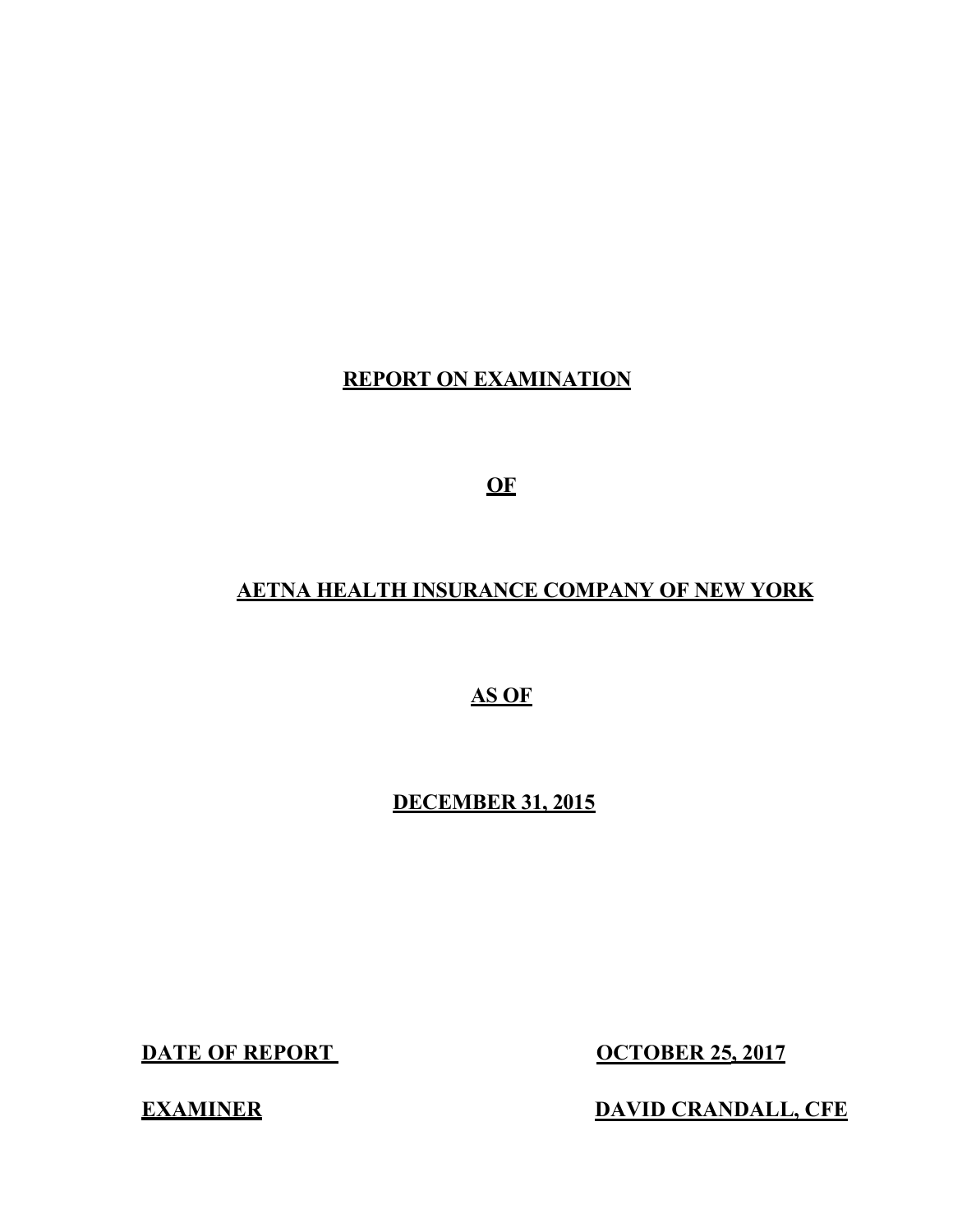# REPORT ON EXAMINATION

**OF**

**AETNA HEALTH INSURANCE COMPANY OF NEW YORK**

**AS OF**

**DECEMBER 31, 2015**

| | |
|---|---|
| **DATE OF REPORT** | **OCTOBER 25, 2017** |
| **EXAMINER** | **DAVID CRANDALL, CFE** |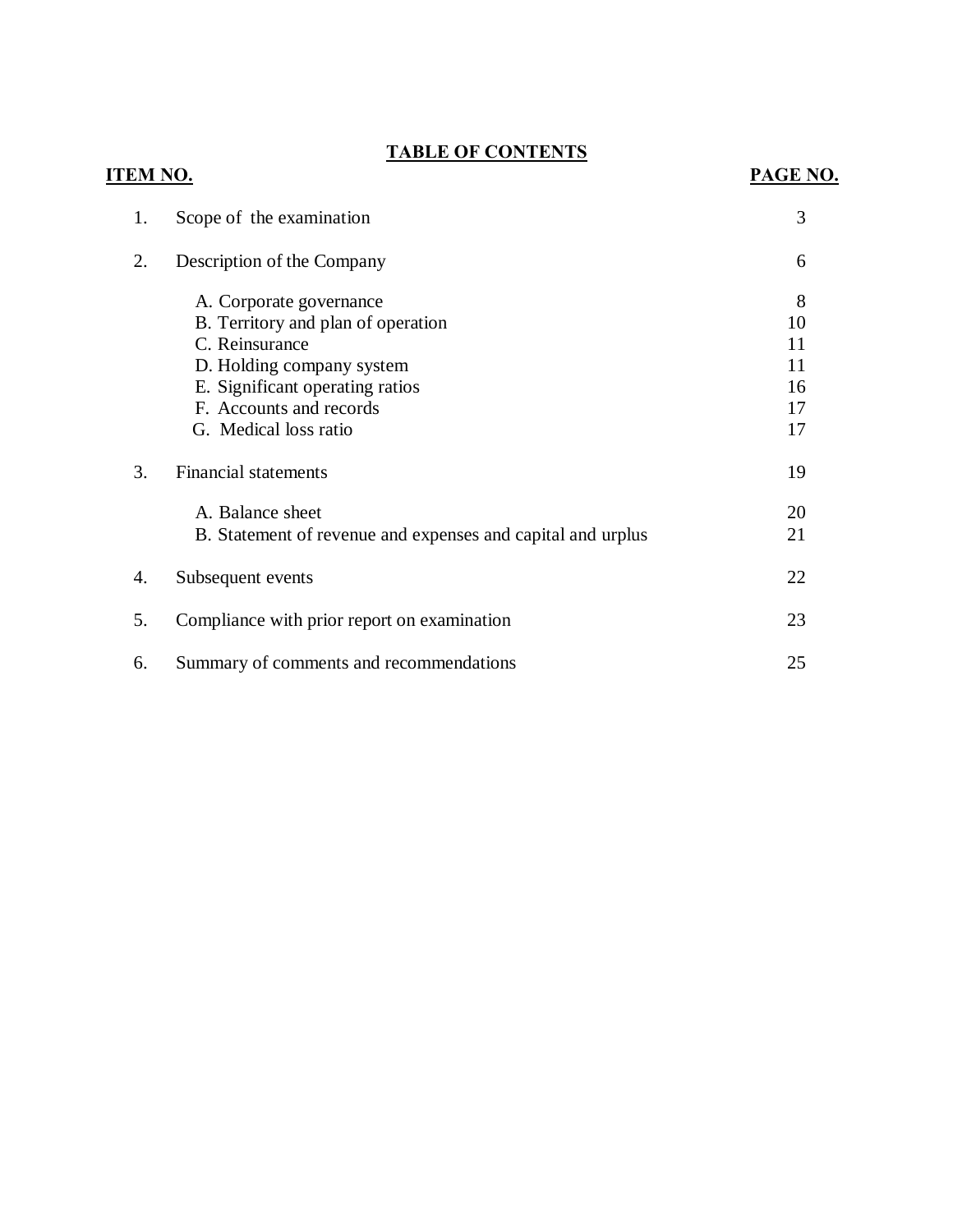## TABLE OF CONTENTS

| ITEM NO. | | PAGE NO. |
|---|---|---|
| 1. | Scope of the examination | 3 |
| 2. | Description of the Company | 6 |
| | A. Corporate governance | 8 |
| | B. Territory and plan of operation | 10 |
| | C. Reinsurance | 11 |
| | D. Holding company system | 11 |
| | E. Significant operating ratios | 16 |
| | F. Accounts and records | 17 |
| | G. Medical loss ratio | 17 |
| 3. | Financial statements | 19 |
| | A. Balance sheet | 20 |
| | B. Statement of revenue and expenses and capital and urplus | 21 |
| 4. | Subsequent events | 22 |
| 5. | Compliance with prior report on examination | 23 |
| 6. | Summary of comments and recommendations | 25 |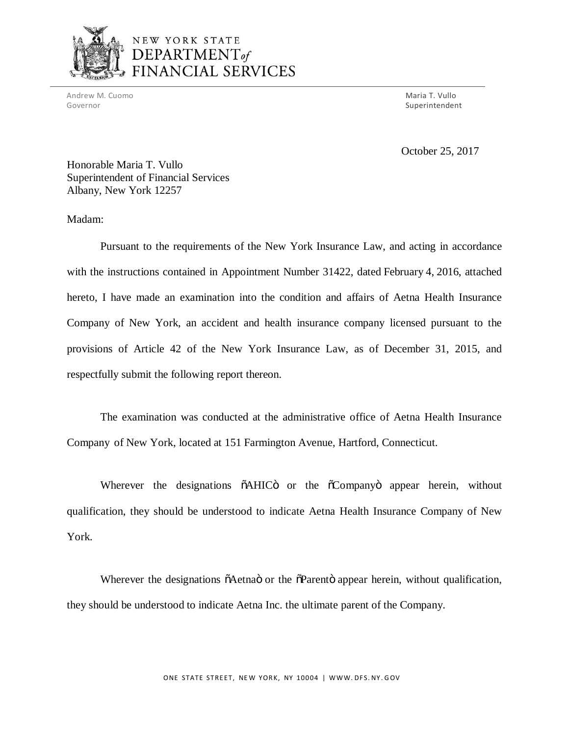NEW YORK STATE
DEPARTMENT *of* FINANCIAL SERVICES

Andrew M. Cuomo
Governor

Maria T. Vullo
Superintendent

October 25, 2017

Honorable Maria T. Vullo
Superintendent of Financial Services
Albany, New York 12257

Madam:

Pursuant to the requirements of the New York Insurance Law, and acting in accordance with the instructions contained in Appointment Number 31422, dated February 4, 2016, attached hereto, I have made an examination into the condition and affairs of Aetna Health Insurance Company of New York, an accident and health insurance company licensed pursuant to the provisions of Article 42 of the New York Insurance Law, as of December 31, 2015, and respectfully submit the following report thereon.

The examination was conducted at the administrative office of Aetna Health Insurance Company of New York, located at 151 Farmington Avenue, Hartford, Connecticut.

Wherever the designations õAHICö or the õCompanyö appear herein, without qualification, they should be understood to indicate Aetna Health Insurance Company of New York.

Wherever the designations õAetnaö or the õParentö appear herein, without qualification, they should be understood to indicate Aetna Inc. the ultimate parent of the Company.

ONE STATE STREET, NEW YORK, NY 10004 | WWW.DFS.NY.GOV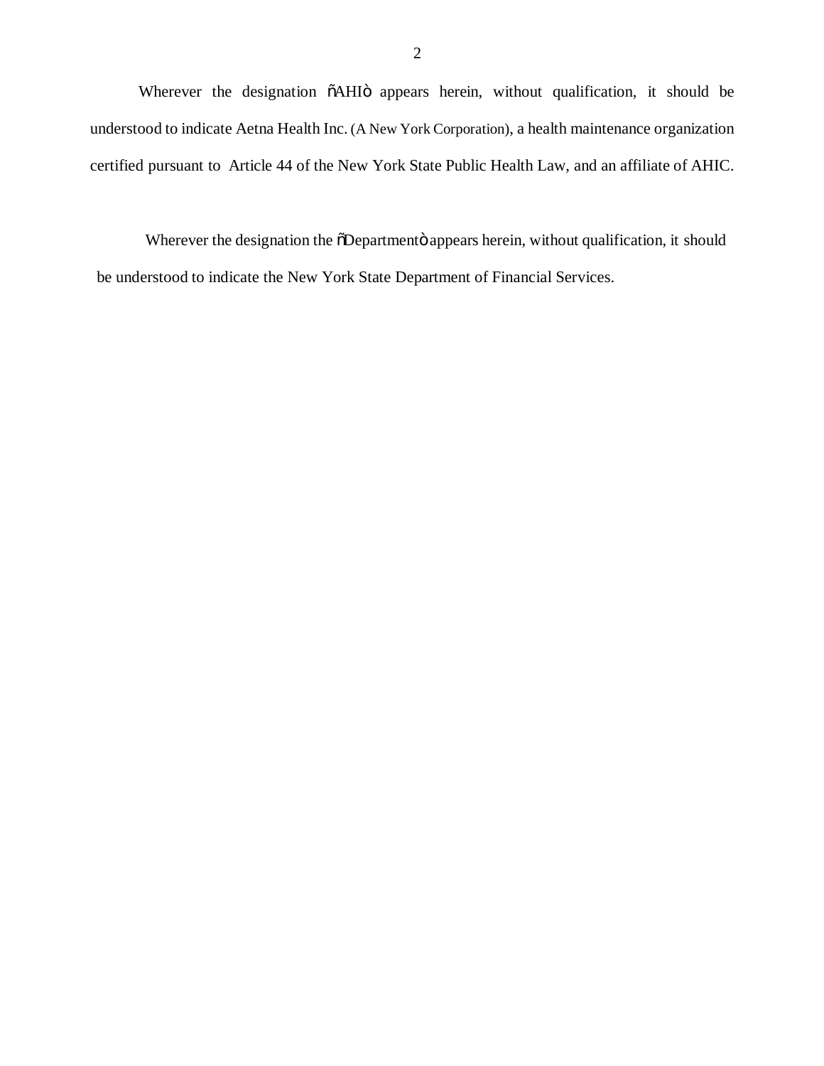Wherever the designation "AHI" appears herein, without qualification, it should be understood to indicate Aetna Health Inc. (A New York Corporation), a health maintenance organization certified pursuant to Article 44 of the New York State Public Health Law, and an affiliate of AHIC.

Wherever the designation the "Department" appears herein, without qualification, it should be understood to indicate the New York State Department of Financial Services.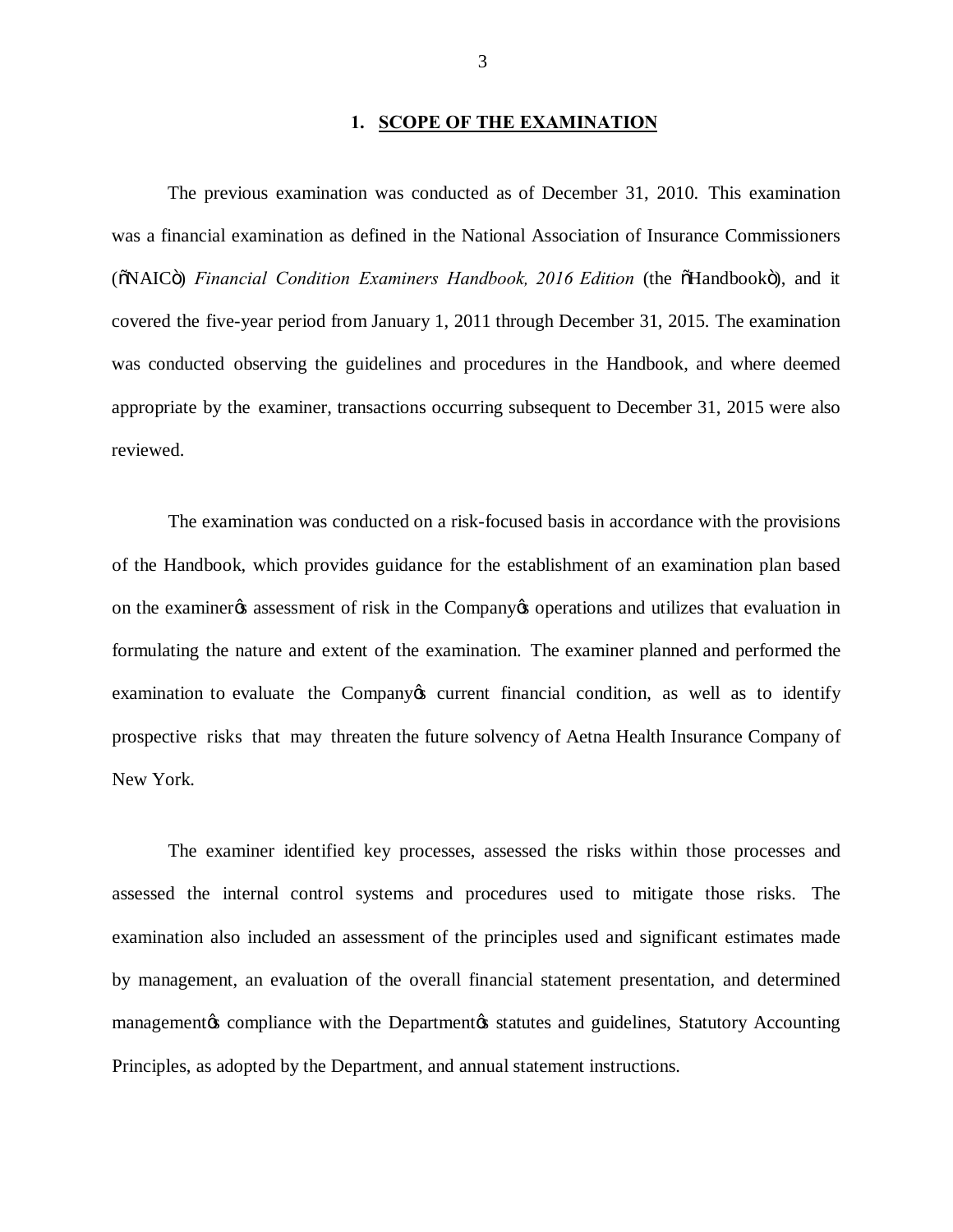## 1. SCOPE OF THE EXAMINATION

The previous examination was conducted as of December 31, 2010. This examination was a financial examination as defined in the National Association of Insurance Commissioners ("NAIC") *Financial Condition Examiners Handbook, 2016 Edition* (the "Handbook"), and it covered the five-year period from January 1, 2011 through December 31, 2015. The examination was conducted observing the guidelines and procedures in the Handbook, and where deemed appropriate by the examiner, transactions occurring subsequent to December 31, 2015 were also reviewed.

The examination was conducted on a risk-focused basis in accordance with the provisions of the Handbook, which provides guidance for the establishment of an examination plan based on the examiner's assessment of risk in the Company's operations and utilizes that evaluation in formulating the nature and extent of the examination. The examiner planned and performed the examination to evaluate the Company's current financial condition, as well as to identify prospective risks that may threaten the future solvency of Aetna Health Insurance Company of New York.

The examiner identified key processes, assessed the risks within those processes and assessed the internal control systems and procedures used to mitigate those risks. The examination also included an assessment of the principles used and significant estimates made by management, an evaluation of the overall financial statement presentation, and determined management's compliance with the Department's statutes and guidelines, Statutory Accounting Principles, as adopted by the Department, and annual statement instructions.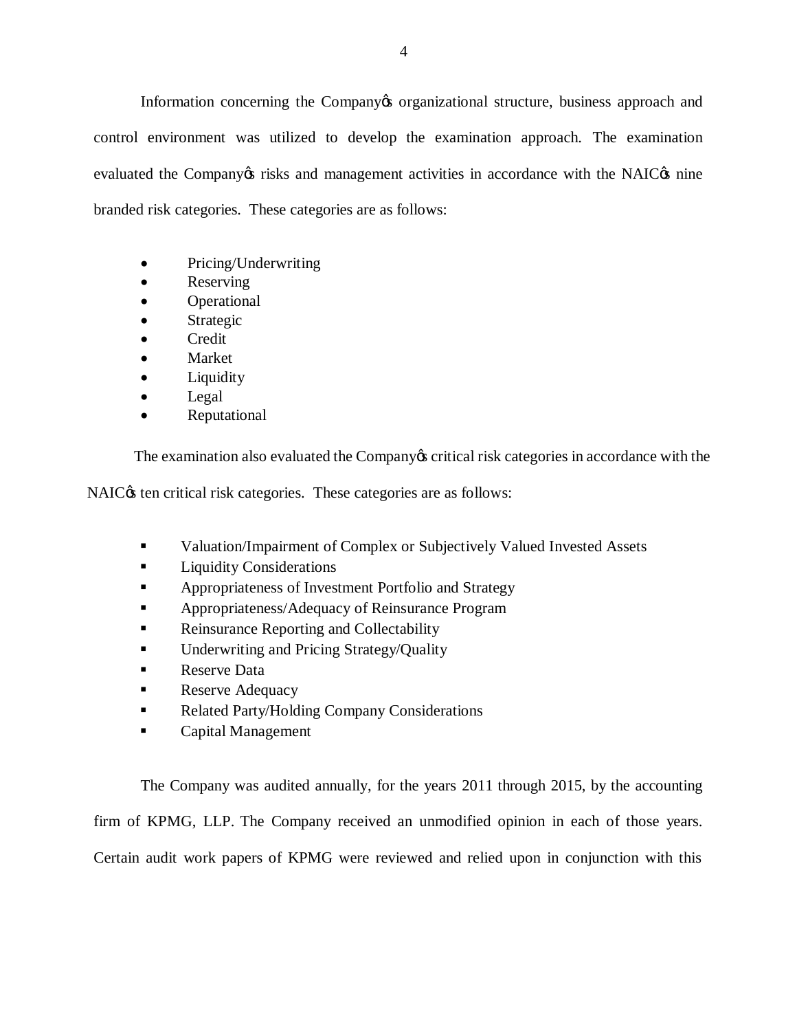Information concerning the Company's organizational structure, business approach and control environment was utilized to develop the examination approach. The examination evaluated the Company's risks and management activities in accordance with the NAIC's nine branded risk categories. These categories are as follows:

- Pricing/Underwriting
- Reserving
- Operational
- Strategic
- Credit
- Market
- Liquidity
- Legal
- Reputational

The examination also evaluated the Company's critical risk categories in accordance with the NAIC's ten critical risk categories. These categories are as follows:

- Valuation/Impairment of Complex or Subjectively Valued Invested Assets
- Liquidity Considerations
- Appropriateness of Investment Portfolio and Strategy
- Appropriateness/Adequacy of Reinsurance Program
- Reinsurance Reporting and Collectability
- Underwriting and Pricing Strategy/Quality
- Reserve Data
- Reserve Adequacy
- Related Party/Holding Company Considerations
- Capital Management

The Company was audited annually, for the years 2011 through 2015, by the accounting firm of KPMG, LLP. The Company received an unmodified opinion in each of those years. Certain audit work papers of KPMG were reviewed and relied upon in conjunction with this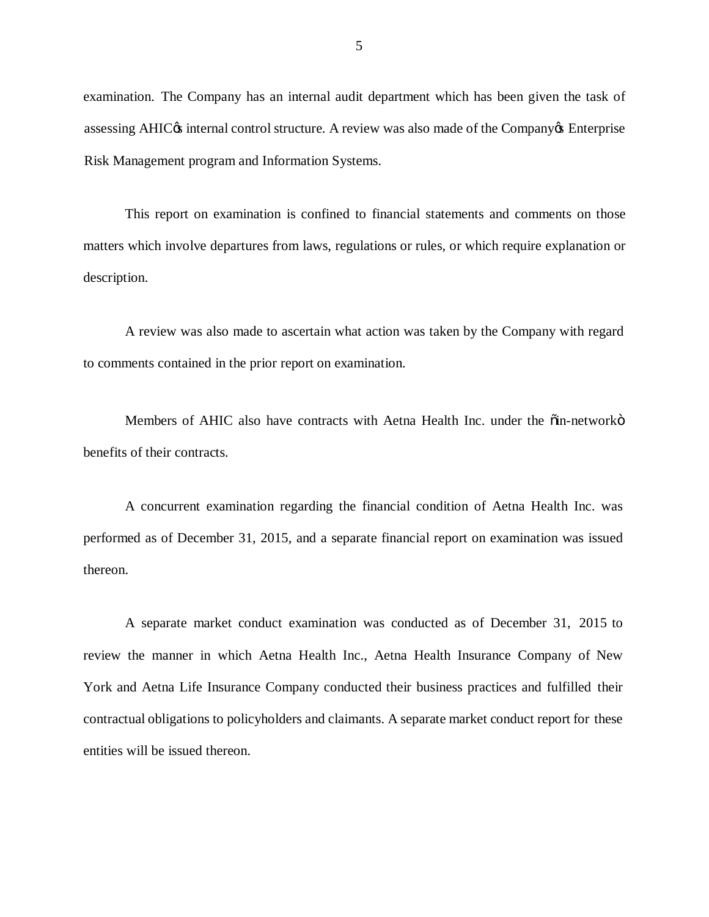examination. The Company has an internal audit department which has been given the task of assessing AHIC's internal control structure. A review was also made of the Company's Enterprise Risk Management program and Information Systems.

This report on examination is confined to financial statements and comments on those matters which involve departures from laws, regulations or rules, or which require explanation or description.

A review was also made to ascertain what action was taken by the Company with regard to comments contained in the prior report on examination.

Members of AHIC also have contracts with Aetna Health Inc. under the "in-network" benefits of their contracts.

A concurrent examination regarding the financial condition of Aetna Health Inc. was performed as of December 31, 2015, and a separate financial report on examination was issued thereon.

A separate market conduct examination was conducted as of December 31, 2015 to review the manner in which Aetna Health Inc., Aetna Health Insurance Company of New York and Aetna Life Insurance Company conducted their business practices and fulfilled their contractual obligations to policyholders and claimants. A separate market conduct report for these entities will be issued thereon.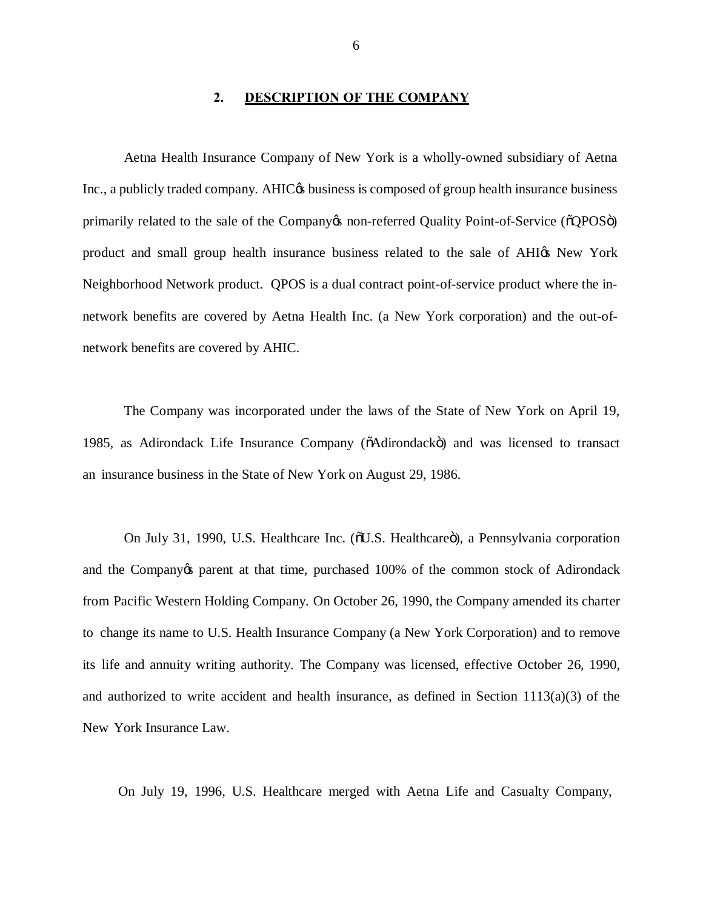## 2. DESCRIPTION OF THE COMPANY

Aetna Health Insurance Company of New York is a wholly-owned subsidiary of Aetna Inc., a publicly traded company. AHIC's business is composed of group health insurance business primarily related to the sale of the Company's non-referred Quality Point-of-Service ("QPOS") product and small group health insurance business related to the sale of AHI's New York Neighborhood Network product. QPOS is a dual contract point-of-service product where the in-network benefits are covered by Aetna Health Inc. (a New York corporation) and the out-of-network benefits are covered by AHIC.

The Company was incorporated under the laws of the State of New York on April 19, 1985, as Adirondack Life Insurance Company ("Adirondack") and was licensed to transact an insurance business in the State of New York on August 29, 1986.

On July 31, 1990, U.S. Healthcare Inc. ("U.S. Healthcare"), a Pennsylvania corporation and the Company's parent at that time, purchased 100% of the common stock of Adirondack from Pacific Western Holding Company. On October 26, 1990, the Company amended its charter to change its name to U.S. Health Insurance Company (a New York Corporation) and to remove its life and annuity writing authority. The Company was licensed, effective October 26, 1990, and authorized to write accident and health insurance, as defined in Section 1113(a)(3) of the New York Insurance Law.

On July 19, 1996, U.S. Healthcare merged with Aetna Life and Casualty Company,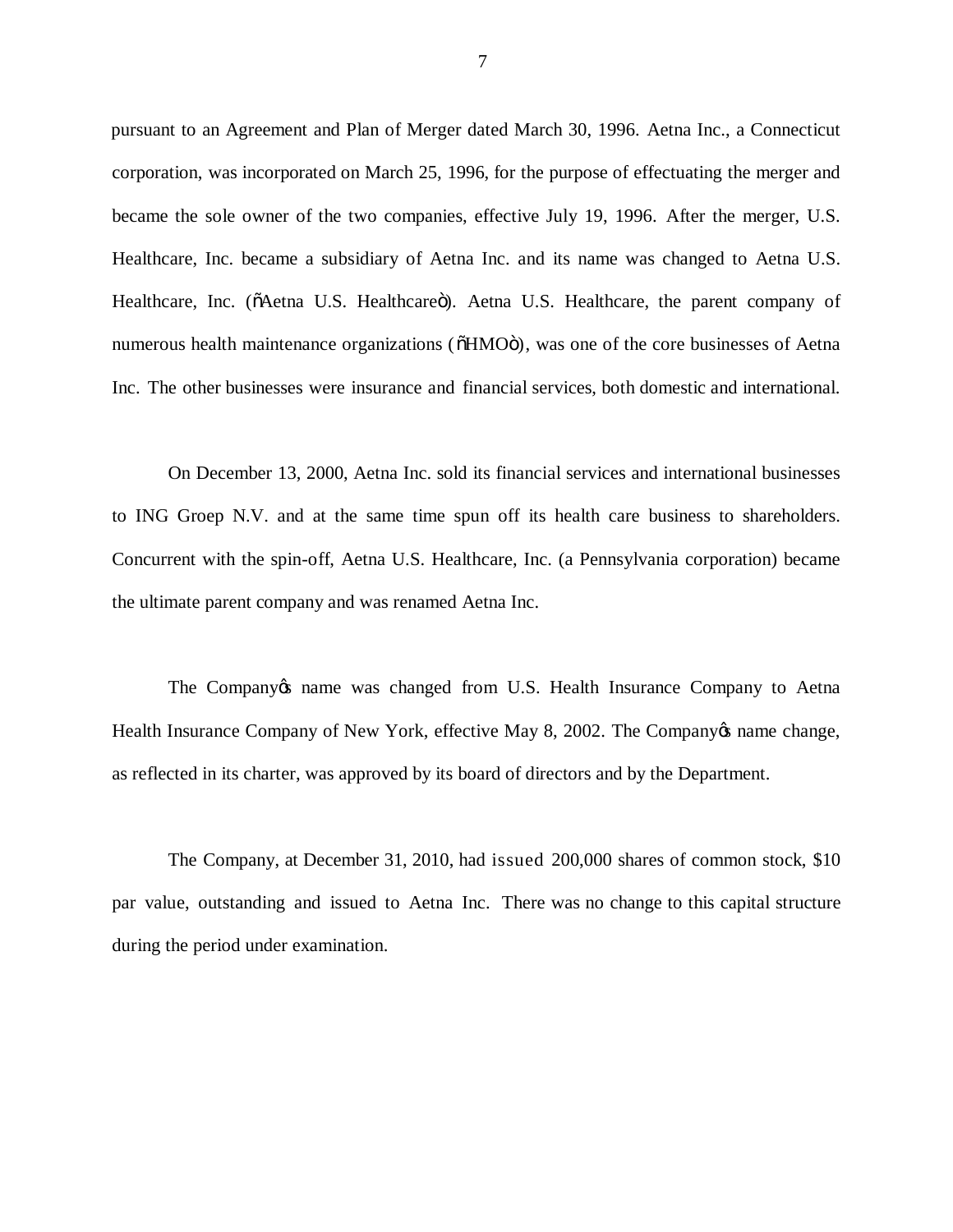pursuant to an Agreement and Plan of Merger dated March 30, 1996. Aetna Inc., a Connecticut corporation, was incorporated on March 25, 1996, for the purpose of effectuating the merger and became the sole owner of the two companies, effective July 19, 1996. After the merger, U.S. Healthcare, Inc. became a subsidiary of Aetna Inc. and its name was changed to Aetna U.S. Healthcare, Inc. ("Aetna U.S. Healthcare"). Aetna U.S. Healthcare, the parent company of numerous health maintenance organizations ("HMO"), was one of the core businesses of Aetna Inc. The other businesses were insurance and financial services, both domestic and international.

On December 13, 2000, Aetna Inc. sold its financial services and international businesses to ING Groep N.V. and at the same time spun off its health care business to shareholders. Concurrent with the spin-off, Aetna U.S. Healthcare, Inc. (a Pennsylvania corporation) became the ultimate parent company and was renamed Aetna Inc.

The Company's name was changed from U.S. Health Insurance Company to Aetna Health Insurance Company of New York, effective May 8, 2002. The Company's name change, as reflected in its charter, was approved by its board of directors and by the Department.

The Company, at December 31, 2010, had issued 200,000 shares of common stock, $10 par value, outstanding and issued to Aetna Inc. There was no change to this capital structure during the period under examination.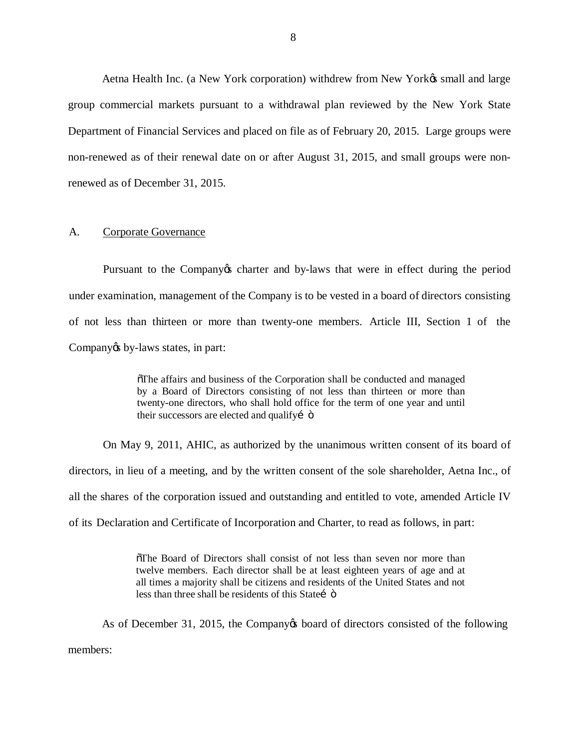Aetna Health Inc. (a New York corporation) withdrew from New York's small and large group commercial markets pursuant to a withdrawal plan reviewed by the New York State Department of Financial Services and placed on file as of February 20, 2015. Large groups were non-renewed as of their renewal date on or after August 31, 2015, and small groups were non-renewed as of December 31, 2015.

A. Corporate Governance

Pursuant to the Company's charter and by-laws that were in effect during the period under examination, management of the Company is to be vested in a board of directors consisting of not less than thirteen or more than twenty-one members. Article III, Section 1 of the Company's by-laws states, in part:

> "The affairs and business of the Corporation shall be conducted and managed by a Board of Directors consisting of not less than thirteen or more than twenty-one directors, who shall hold office for the term of one year and until their successors are elected and qualify…"

On May 9, 2011, AHIC, as authorized by the unanimous written consent of its board of directors, in lieu of a meeting, and by the written consent of the sole shareholder, Aetna Inc., of all the shares of the corporation issued and outstanding and entitled to vote, amended Article IV of its Declaration and Certificate of Incorporation and Charter, to read as follows, in part:

> "The Board of Directors shall consist of not less than seven nor more than twelve members. Each director shall be at least eighteen years of age and at all times a majority shall be citizens and residents of the United States and not less than three shall be residents of this State…"

As of December 31, 2015, the Company's board of directors consisted of the following members: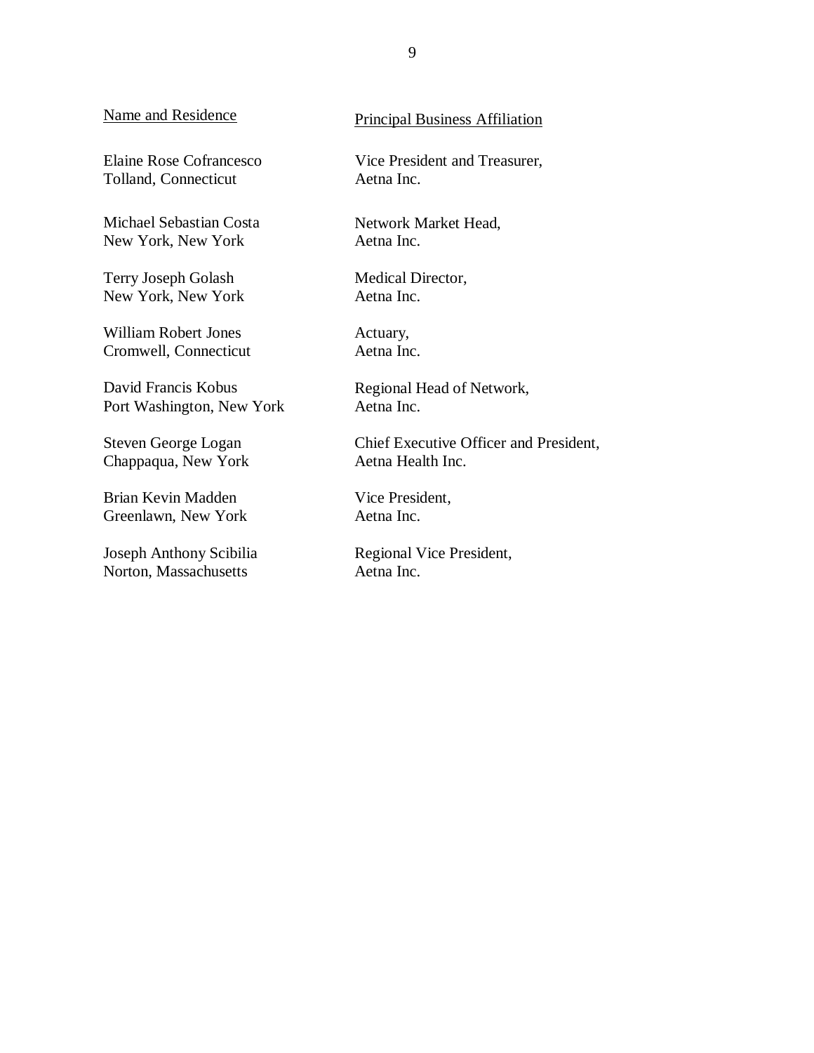| Name and Residence | Principal Business Affiliation |
|---|---|
| Elaine Rose Cofrancesco<br>Tolland, Connecticut | Vice President and Treasurer,<br>Aetna Inc. |
| Michael Sebastian Costa<br>New York, New York | Network Market Head,<br>Aetna Inc. |
| Terry Joseph Golash<br>New York, New York | Medical Director,<br>Aetna Inc. |
| William Robert Jones<br>Cromwell, Connecticut | Actuary,<br>Aetna Inc. |
| David Francis Kobus<br>Port Washington, New York | Regional Head of Network,<br>Aetna Inc. |
| Steven George Logan<br>Chappaqua, New York | Chief Executive Officer and President,<br>Aetna Health Inc. |
| Brian Kevin Madden<br>Greenlawn, New York | Vice President,<br>Aetna Inc. |
| Joseph Anthony Scibilia<br>Norton, Massachusetts | Regional Vice President,<br>Aetna Inc. |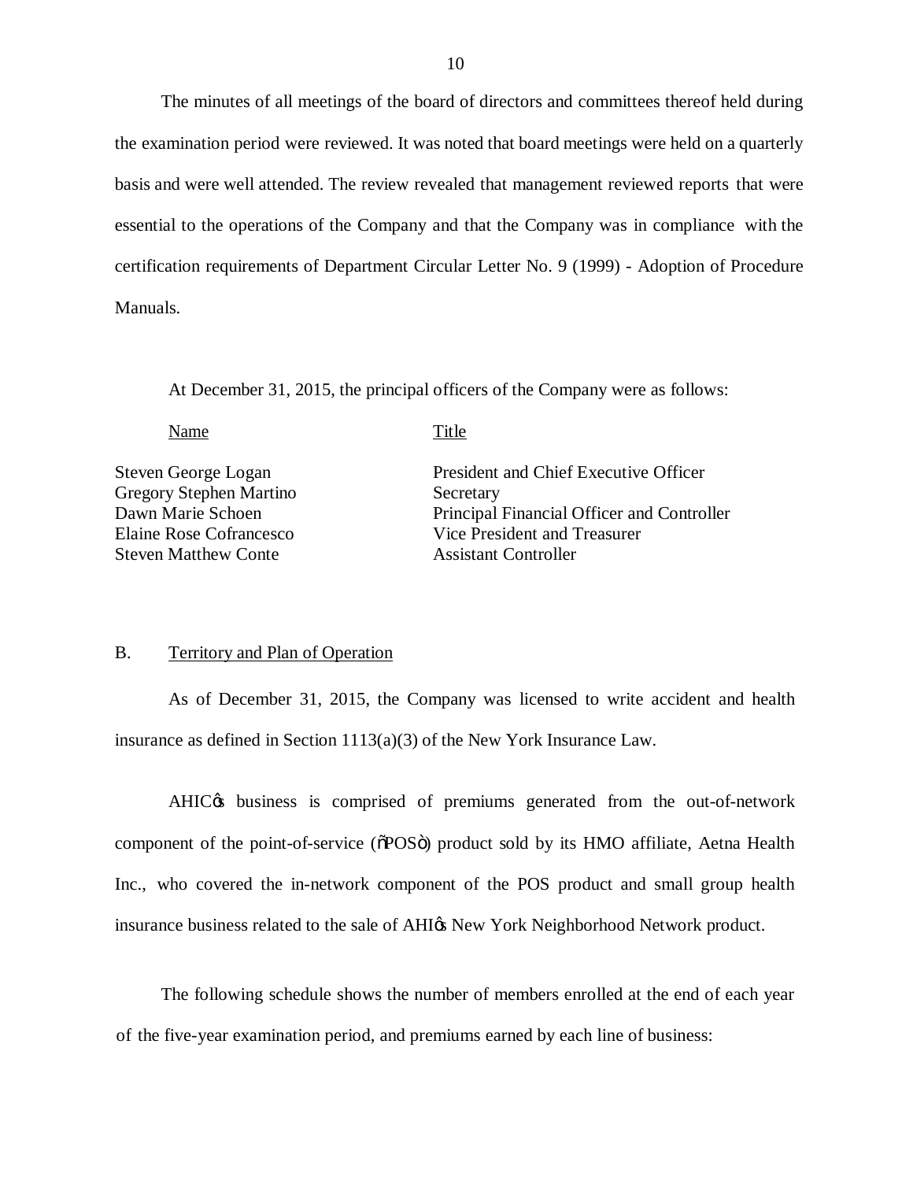The minutes of all meetings of the board of directors and committees thereof held during the examination period were reviewed. It was noted that board meetings were held on a quarterly basis and were well attended. The review revealed that management reviewed reports that were essential to the operations of the Company and that the Company was in compliance with the certification requirements of Department Circular Letter No. 9 (1999) - Adoption of Procedure Manuals.

At December 31, 2015, the principal officers of the Company were as follows:

| Name | Title |
|---|---|
| Steven George Logan | President and Chief Executive Officer |
| Gregory Stephen Martino | Secretary |
| Dawn Marie Schoen | Principal Financial Officer and Controller |
| Elaine Rose Cofrancesco | Vice President and Treasurer |
| Steven Matthew Conte | Assistant Controller |

## B. Territory and Plan of Operation

As of December 31, 2015, the Company was licensed to write accident and health insurance as defined in Section 1113(a)(3) of the New York Insurance Law.

AHIC's business is comprised of premiums generated from the out-of-network component of the point-of-service ("POS") product sold by its HMO affiliate, Aetna Health Inc., who covered the in-network component of the POS product and small group health insurance business related to the sale of AHI's New York Neighborhood Network product.

The following schedule shows the number of members enrolled at the end of each year of the five-year examination period, and premiums earned by each line of business: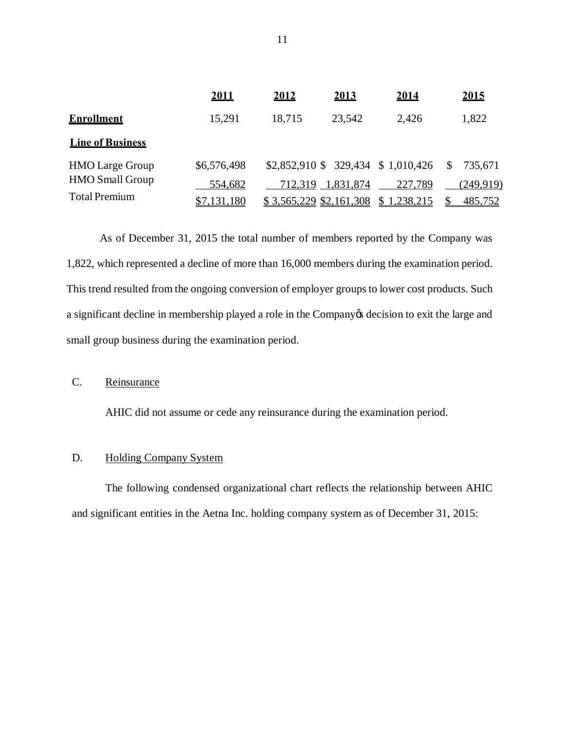| | **2011** | **2012** | **2013** | **2014** | **2015** |
|---|---|---|---|---|---|
| **Enrollment** | 15,291 | 18,715 | 23,542 | 2,426 | 1,822 |
| **Line of Business** | | | | | |
| HMO Large Group | $6,576,498 | $2,852,910 | $ 329,434 | $ 1,010,426 | $ 735,671 |
| HMO Small Group | 554,682 | 712,319 | 1,831,874 | 227,789 | (249,919) |
| Total Premium | $7,131,180 | $ 3,565,229 | $2,161,308 | $ 1,238,215 | $ 485,752 |

As of December 31, 2015 the total number of members reported by the Company was 1,822, which represented a decline of more than 16,000 members during the examination period. This trend resulted from the ongoing conversion of employer groups to lower cost products. Such a significant decline in membership played a role in the Company's decision to exit the large and small group business during the examination period.

C. Reinsurance

AHIC did not assume or cede any reinsurance during the examination period.

D. Holding Company System

The following condensed organizational chart reflects the relationship between AHIC and significant entities in the Aetna Inc. holding company system as of December 31, 2015: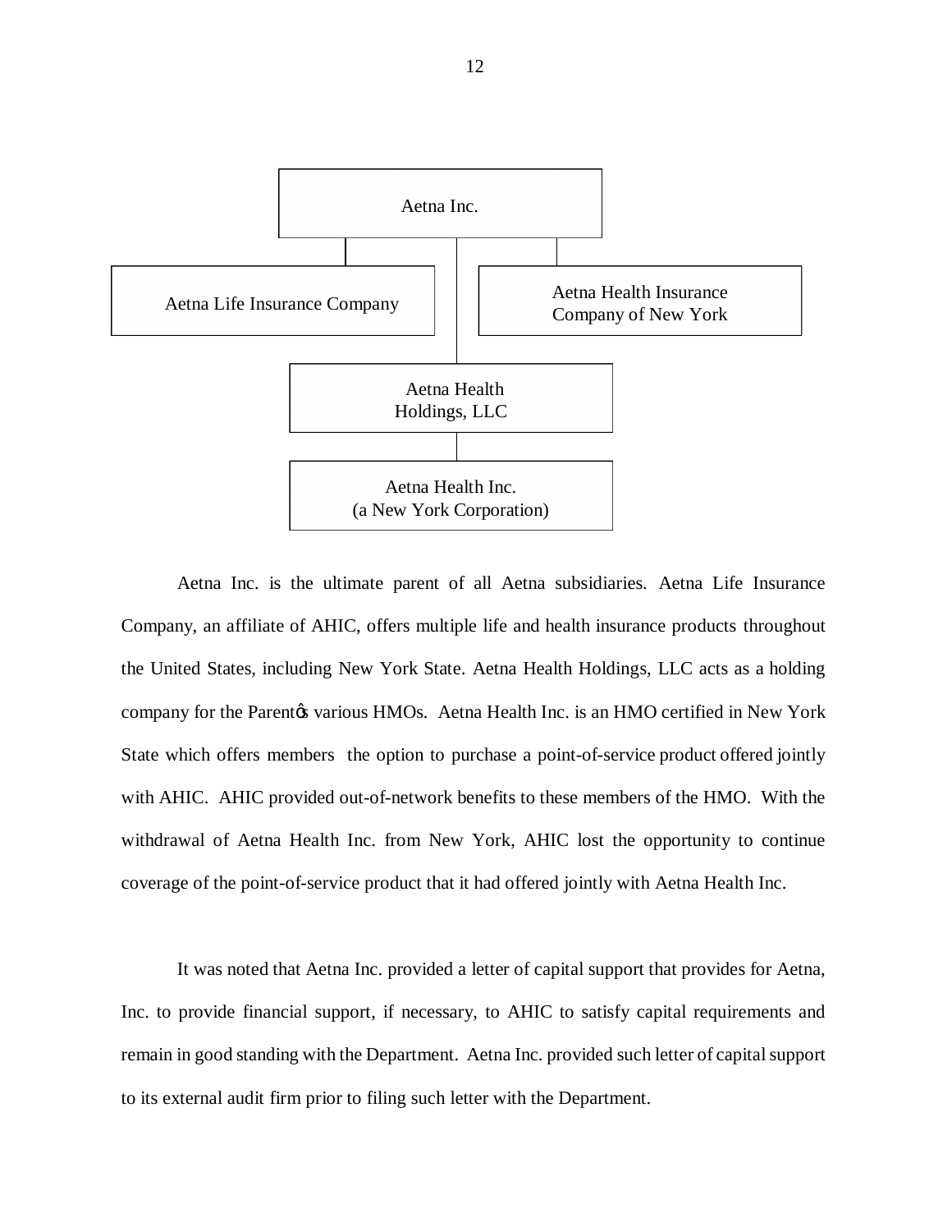Aetna Inc.

Aetna Life Insurance Company

Aetna Health Insurance Company of New York

Aetna Health Holdings, LLC

Aetna Health Inc. (a New York Corporation)

Aetna Inc. is the ultimate parent of all Aetna subsidiaries. Aetna Life Insurance Company, an affiliate of AHIC, offers multiple life and health insurance products throughout the United States, including New York State. Aetna Health Holdings, LLC acts as a holding company for the Parent's various HMOs. Aetna Health Inc. is an HMO certified in New York State which offers members the option to purchase a point-of-service product offered jointly with AHIC. AHIC provided out-of-network benefits to these members of the HMO. With the withdrawal of Aetna Health Inc. from New York, AHIC lost the opportunity to continue coverage of the point-of-service product that it had offered jointly with Aetna Health Inc.

It was noted that Aetna Inc. provided a letter of capital support that provides for Aetna, Inc. to provide financial support, if necessary, to AHIC to satisfy capital requirements and remain in good standing with the Department. Aetna Inc. provided such letter of capital support to its external audit firm prior to filing such letter with the Department.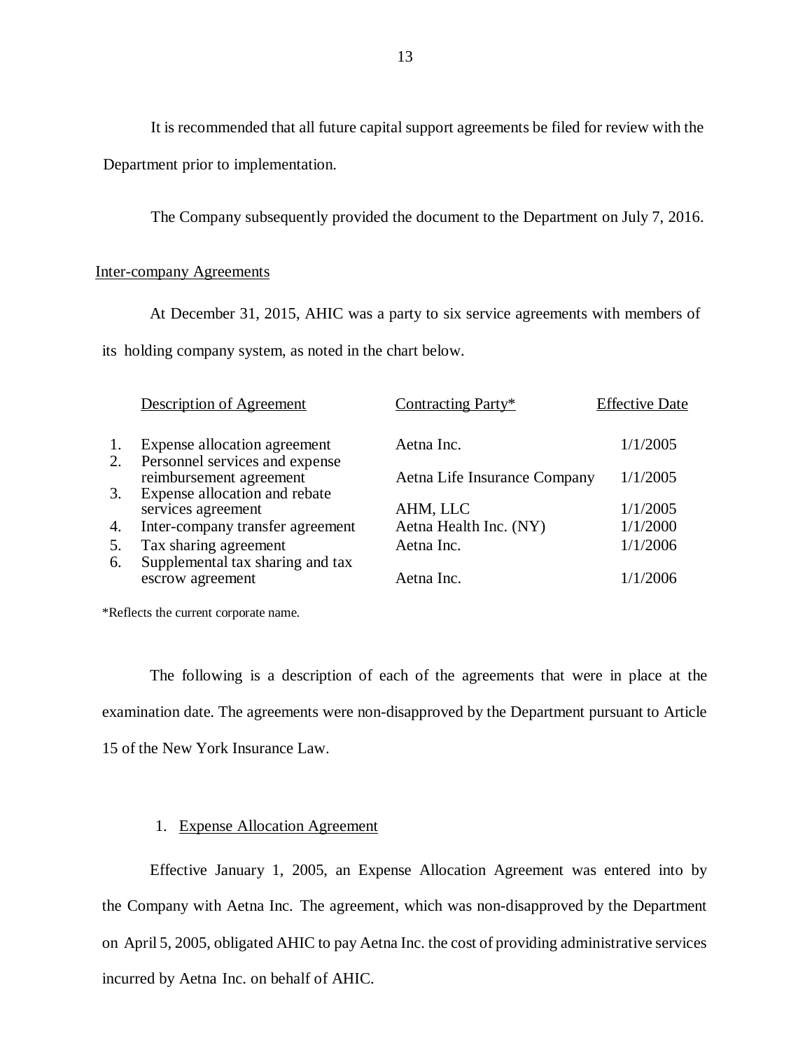It is recommended that all future capital support agreements be filed for review with the Department prior to implementation.

The Company subsequently provided the document to the Department on July 7, 2016.

## Inter-company Agreements

At December 31, 2015, AHIC was a party to six service agreements with members of its holding company system, as noted in the chart below.

| | Description of Agreement | Contracting Party* | Effective Date |
|---|---|---|---|
| 1. | Expense allocation agreement | Aetna Inc. | 1/1/2005 |
| 2. | Personnel services and expense reimbursement agreement | Aetna Life Insurance Company | 1/1/2005 |
| 3. | Expense allocation and rebate services agreement | AHM, LLC | 1/1/2005 |
| 4. | Inter-company transfer agreement | Aetna Health Inc. (NY) | 1/1/2000 |
| 5. | Tax sharing agreement | Aetna Inc. | 1/1/2006 |
| 6. | Supplemental tax sharing and tax escrow agreement | Aetna Inc. | 1/1/2006 |

*Reflects the current corporate name.

The following is a description of each of the agreements that were in place at the examination date. The agreements were non-disapproved by the Department pursuant to Article 15 of the New York Insurance Law.

### 1. Expense Allocation Agreement

Effective January 1, 2005, an Expense Allocation Agreement was entered into by the Company with Aetna Inc. The agreement, which was non-disapproved by the Department on April 5, 2005, obligated AHIC to pay Aetna Inc. the cost of providing administrative services incurred by Aetna Inc. on behalf of AHIC.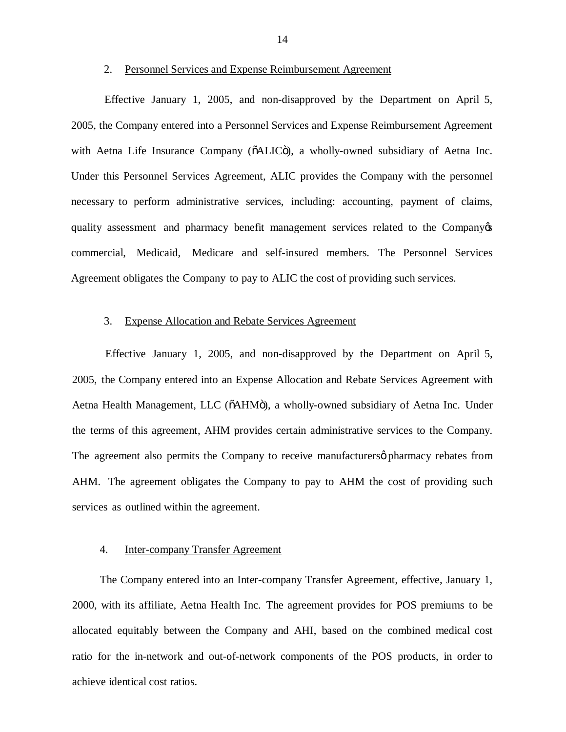2. Personnel Services and Expense Reimbursement Agreement

Effective January 1, 2005, and non-disapproved by the Department on April 5, 2005, the Company entered into a Personnel Services and Expense Reimbursement Agreement with Aetna Life Insurance Company ("ALIC"), a wholly-owned subsidiary of Aetna Inc. Under this Personnel Services Agreement, ALIC provides the Company with the personnel necessary to perform administrative services, including: accounting, payment of claims, quality assessment and pharmacy benefit management services related to the Company's commercial, Medicaid, Medicare and self-insured members. The Personnel Services Agreement obligates the Company to pay to ALIC the cost of providing such services.

3. Expense Allocation and Rebate Services Agreement

Effective January 1, 2005, and non-disapproved by the Department on April 5, 2005, the Company entered into an Expense Allocation and Rebate Services Agreement with Aetna Health Management, LLC ("AHM"), a wholly-owned subsidiary of Aetna Inc. Under the terms of this agreement, AHM provides certain administrative services to the Company. The agreement also permits the Company to receive manufacturers' pharmacy rebates from AHM. The agreement obligates the Company to pay to AHM the cost of providing such services as outlined within the agreement.

4. Inter-company Transfer Agreement

The Company entered into an Inter-company Transfer Agreement, effective, January 1, 2000, with its affiliate, Aetna Health Inc. The agreement provides for POS premiums to be allocated equitably between the Company and AHI, based on the combined medical cost ratio for the in-network and out-of-network components of the POS products, in order to achieve identical cost ratios.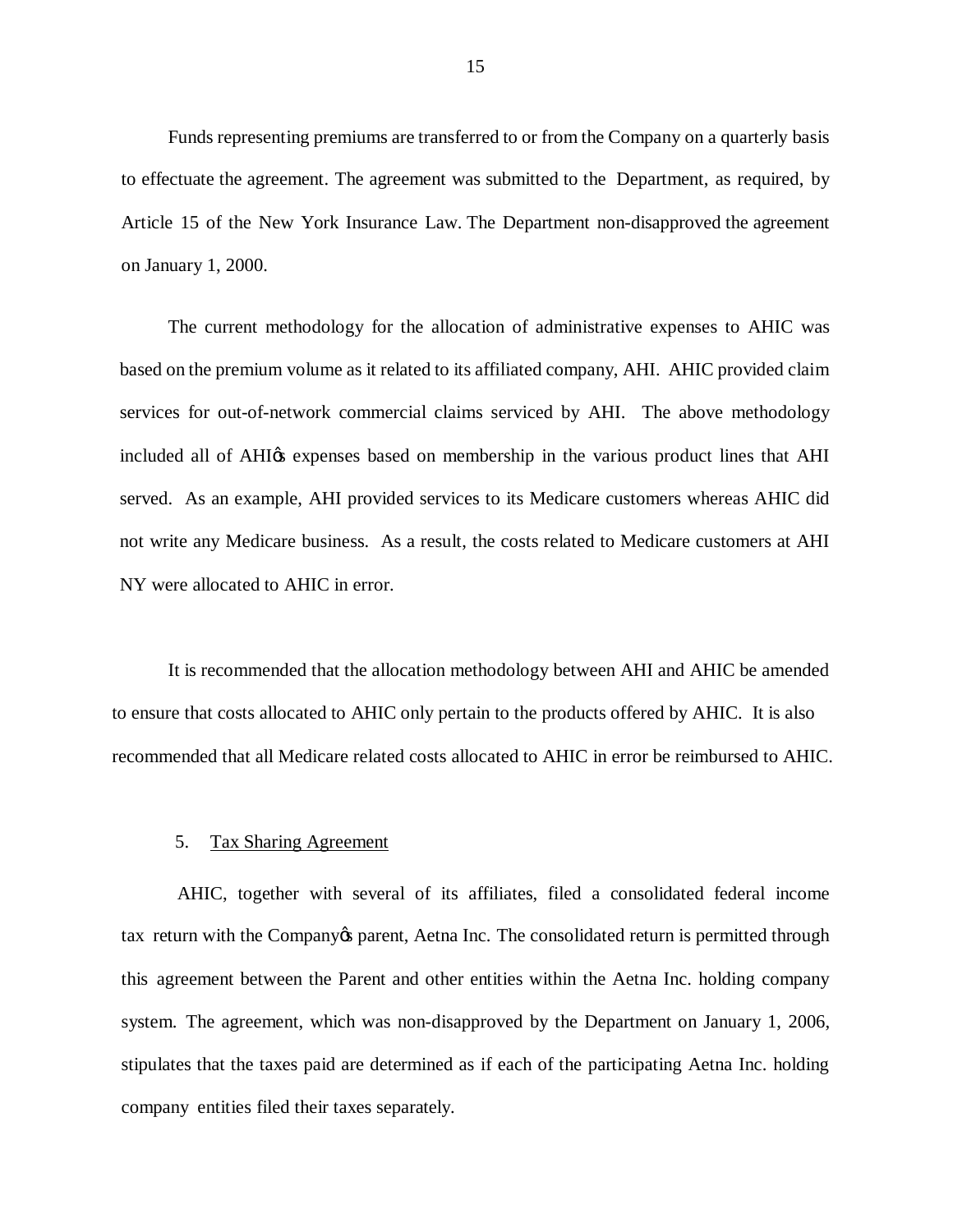Funds representing premiums are transferred to or from the Company on a quarterly basis to effectuate the agreement. The agreement was submitted to the Department, as required, by Article 15 of the New York Insurance Law. The Department non-disapproved the agreement on January 1, 2000.

The current methodology for the allocation of administrative expenses to AHIC was based on the premium volume as it related to its affiliated company, AHI. AHIC provided claim services for out-of-network commercial claims serviced by AHI. The above methodology included all of AHI's expenses based on membership in the various product lines that AHI served. As an example, AHI provided services to its Medicare customers whereas AHIC did not write any Medicare business. As a result, the costs related to Medicare customers at AHI NY were allocated to AHIC in error.

It is recommended that the allocation methodology between AHI and AHIC be amended to ensure that costs allocated to AHIC only pertain to the products offered by AHIC. It is also recommended that all Medicare related costs allocated to AHIC in error be reimbursed to AHIC.

5. <u>Tax Sharing Agreement</u>

AHIC, together with several of its affiliates, filed a consolidated federal income tax return with the Company's parent, Aetna Inc. The consolidated return is permitted through this agreement between the Parent and other entities within the Aetna Inc. holding company system. The agreement, which was non-disapproved by the Department on January 1, 2006, stipulates that the taxes paid are determined as if each of the participating Aetna Inc. holding company entities filed their taxes separately.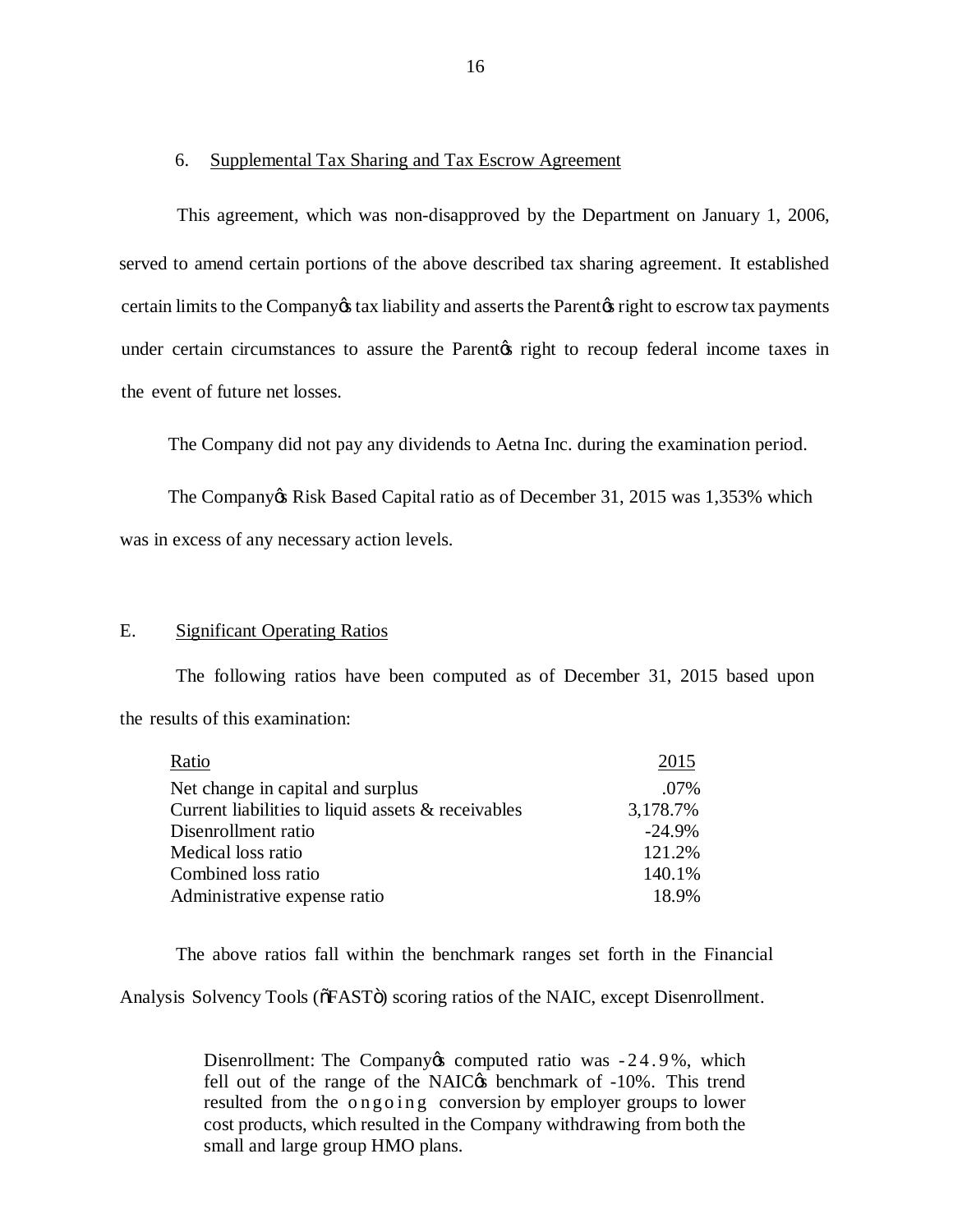6. Supplemental Tax Sharing and Tax Escrow Agreement

This agreement, which was non-disapproved by the Department on January 1, 2006, served to amend certain portions of the above described tax sharing agreement. It established certain limits to the Company's tax liability and asserts the Parent's right to escrow tax payments under certain circumstances to assure the Parent's right to recoup federal income taxes in the event of future net losses.

The Company did not pay any dividends to Aetna Inc. during the examination period.

The Company's Risk Based Capital ratio as of December 31, 2015 was 1,353% which was in excess of any necessary action levels.

## E. Significant Operating Ratios

The following ratios have been computed as of December 31, 2015 based upon the results of this examination:

| Ratio | 2015 |
|---|---|
| Net change in capital and surplus | .07% |
| Current liabilities to liquid assets & receivables | 3,178.7% |
| Disenrollment ratio | -24.9% |
| Medical loss ratio | 121.2% |
| Combined loss ratio | 140.1% |
| Administrative expense ratio | 18.9% |

The above ratios fall within the benchmark ranges set forth in the Financial Analysis Solvency Tools ("FAST") scoring ratios of the NAIC, except Disenrollment.

> Disenrollment: The Company's computed ratio was -24.9%, which fell out of the range of the NAIC's benchmark of -10%. This trend resulted from the ongoing conversion by employer groups to lower cost products, which resulted in the Company withdrawing from both the small and large group HMO plans.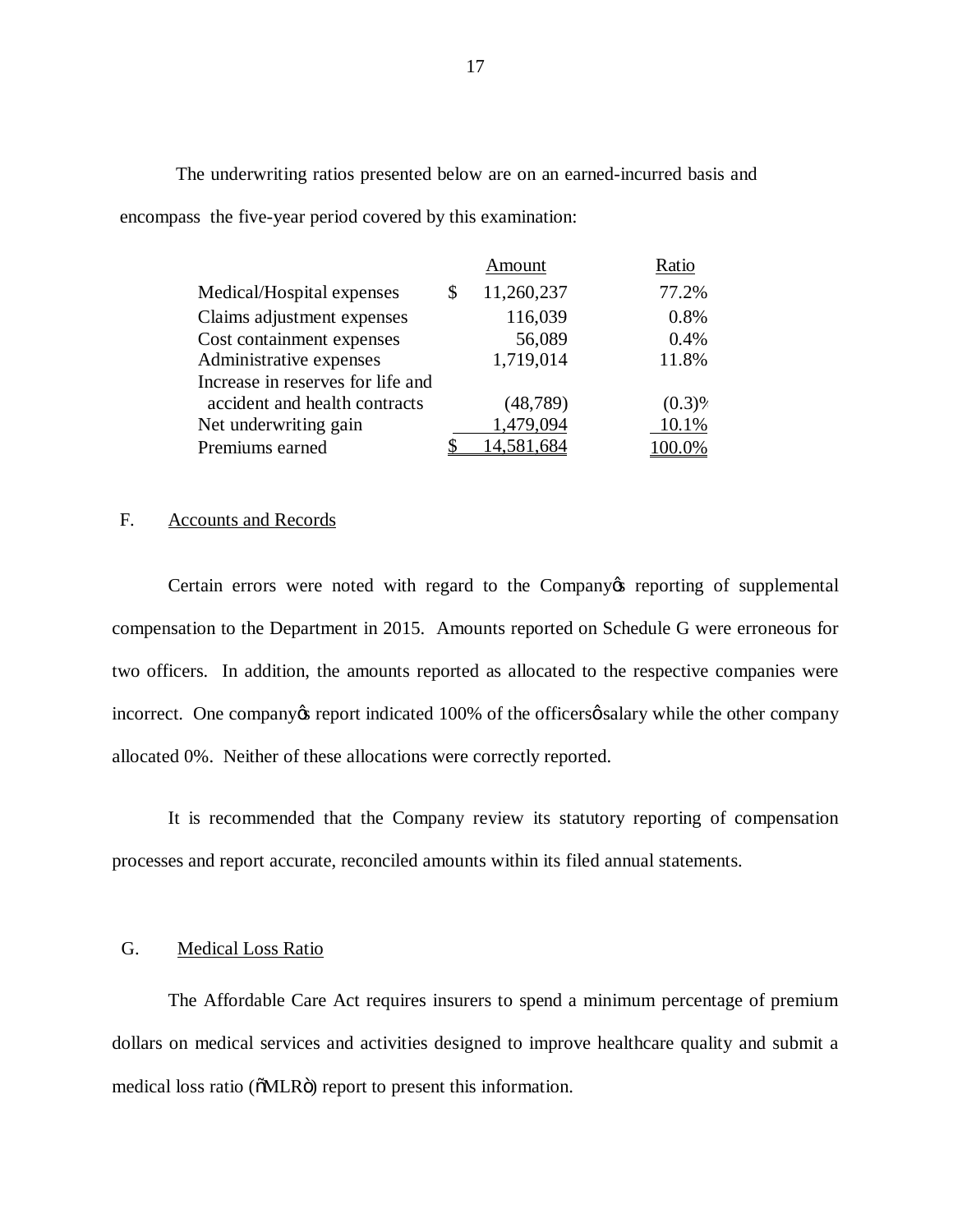The underwriting ratios presented below are on an earned-incurred basis and encompass the five-year period covered by this examination:

| | Amount | Ratio |
|---|---|---|
| Medical/Hospital expenses | $ 11,260,237 | 77.2% |
| Claims adjustment expenses | 116,039 | 0.8% |
| Cost containment expenses | 56,089 | 0.4% |
| Administrative expenses | 1,719,014 | 11.8% |
| Increase in reserves for life and accident and health contracts | (48,789) | (0.3)% |
| Net underwriting gain | 1,479,094 | 10.1% |
| Premiums earned | $ 14,581,684 | 100.0% |

F. Accounts and Records

Certain errors were noted with regard to the Company's reporting of supplemental compensation to the Department in 2015. Amounts reported on Schedule G were erroneous for two officers. In addition, the amounts reported as allocated to the respective companies were incorrect. One company's report indicated 100% of the officers' salary while the other company allocated 0%. Neither of these allocations were correctly reported.

It is recommended that the Company review its statutory reporting of compensation processes and report accurate, reconciled amounts within its filed annual statements.

G. Medical Loss Ratio

The Affordable Care Act requires insurers to spend a minimum percentage of premium dollars on medical services and activities designed to improve healthcare quality and submit a medical loss ratio ("MLR") report to present this information.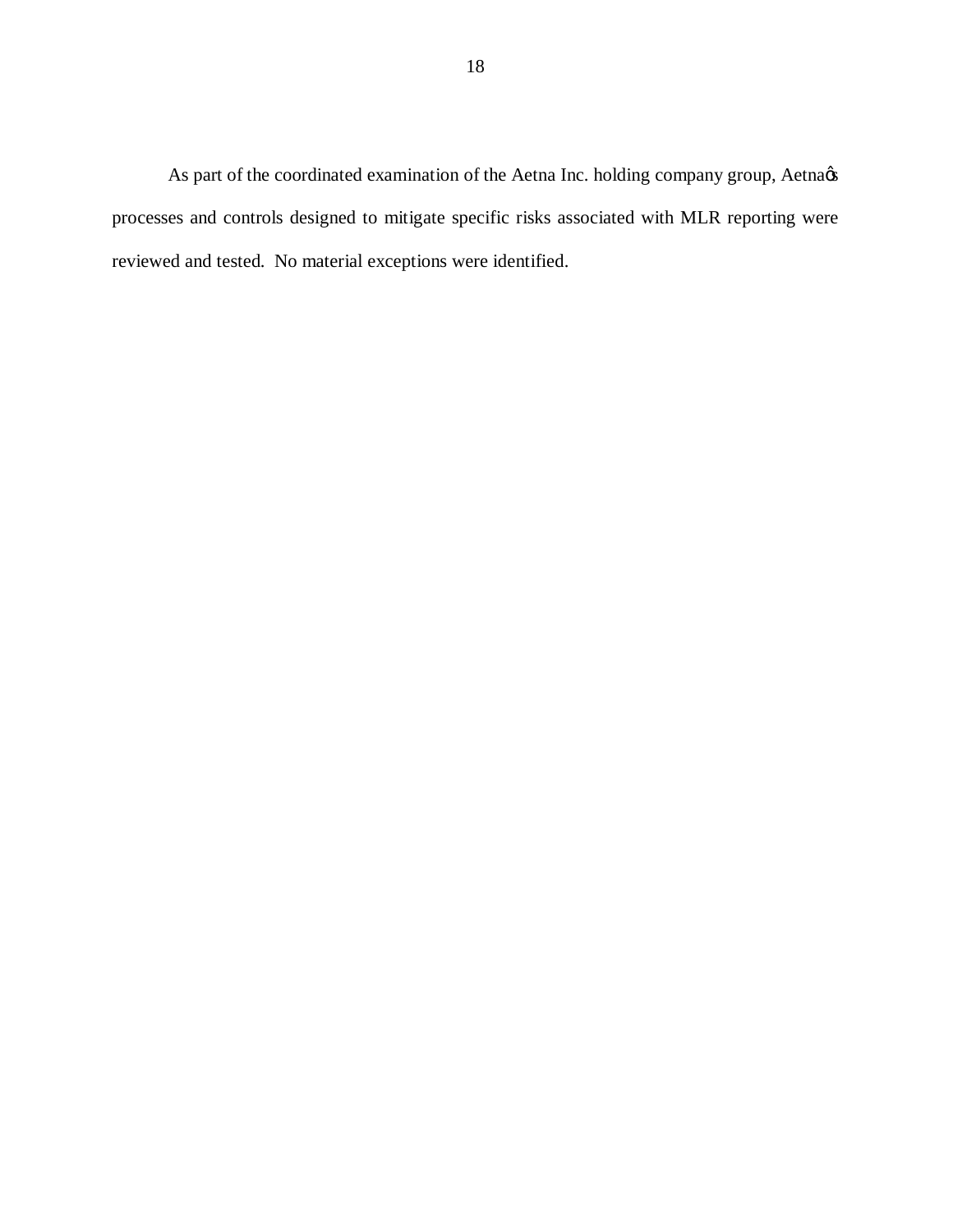As part of the coordinated examination of the Aetna Inc. holding company group, Aetna's processes and controls designed to mitigate specific risks associated with MLR reporting were reviewed and tested. No material exceptions were identified.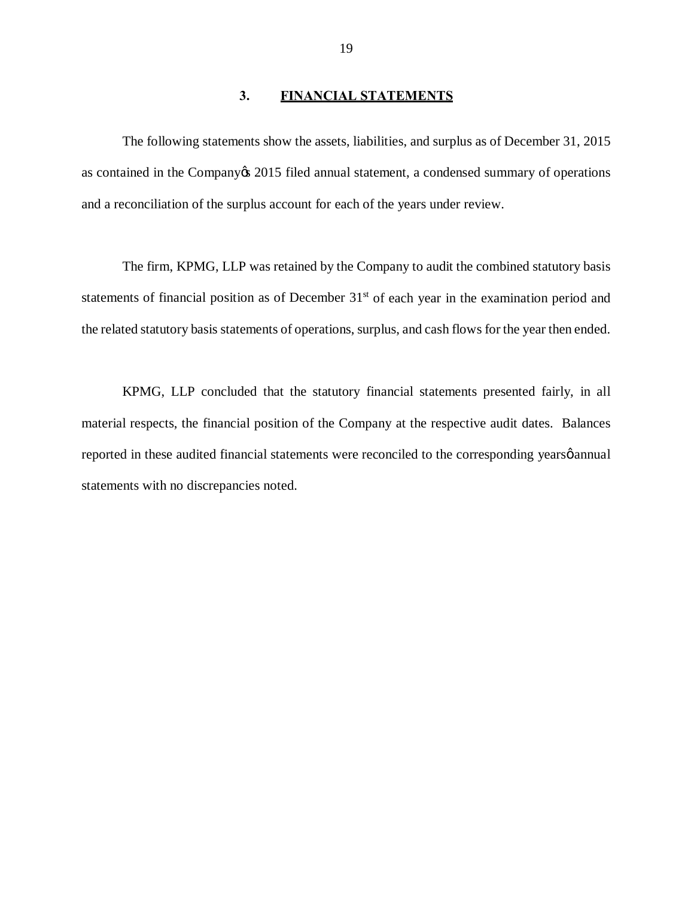## 3. FINANCIAL STATEMENTS

The following statements show the assets, liabilities, and surplus as of December 31, 2015 as contained in the Company's 2015 filed annual statement, a condensed summary of operations and a reconciliation of the surplus account for each of the years under review.

The firm, KPMG, LLP was retained by the Company to audit the combined statutory basis statements of financial position as of December 31st of each year in the examination period and the related statutory basis statements of operations, surplus, and cash flows for the year then ended.

KPMG, LLP concluded that the statutory financial statements presented fairly, in all material respects, the financial position of the Company at the respective audit dates. Balances reported in these audited financial statements were reconciled to the corresponding years' annual statements with no discrepancies noted.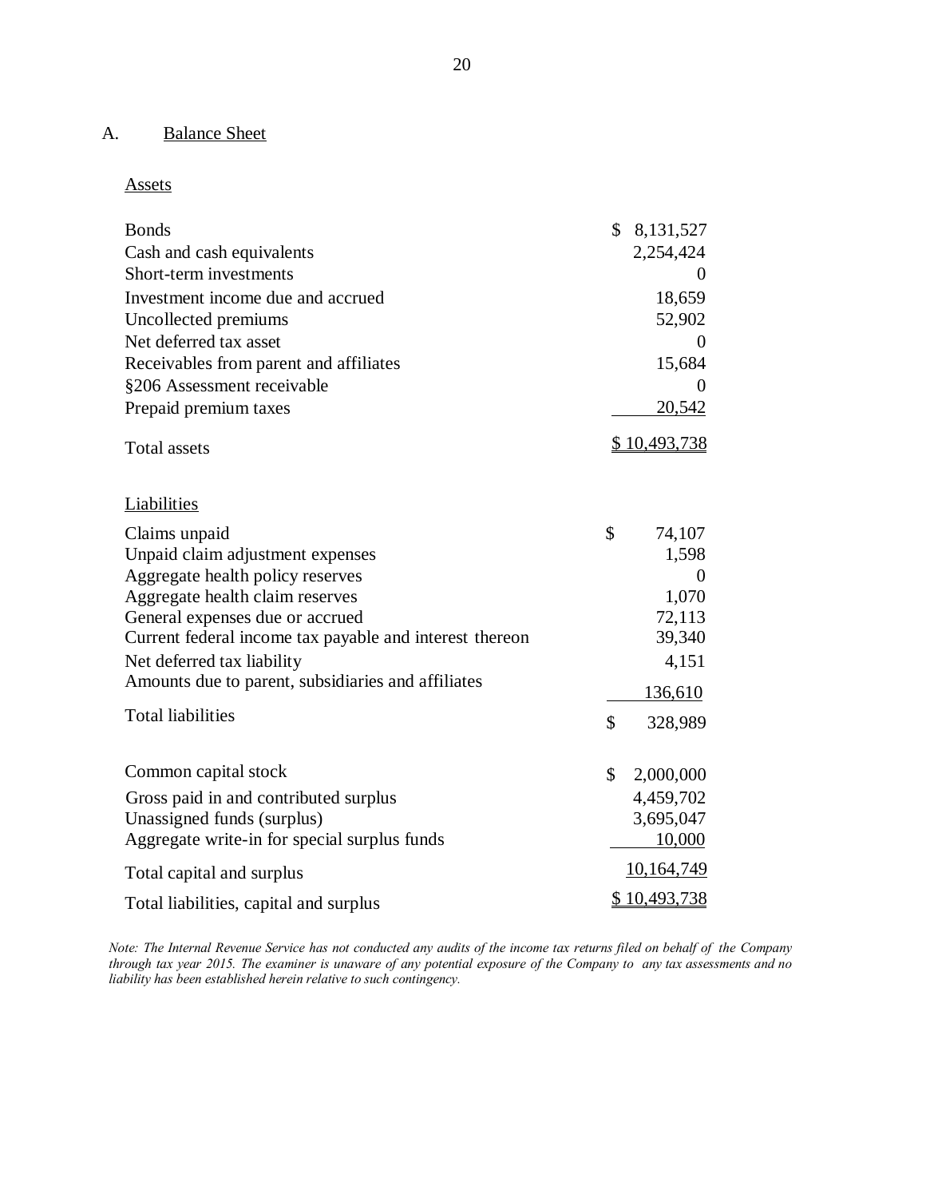## A. Balance Sheet

### Assets

| | |
|---|---|
| Bonds | $ 8,131,527 |
| Cash and cash equivalents | 2,254,424 |
| Short-term investments | 0 |
| Investment income due and accrued | 18,659 |
| Uncollected premiums | 52,902 |
| Net deferred tax asset | 0 |
| Receivables from parent and affiliates | 15,684 |
| §206 Assessment receivable | 0 |
| Prepaid premium taxes | 20,542 |
| Total assets | $ 10,493,738 |

### Liabilities

| | |
|---|---|
| Claims unpaid | $ 74,107 |
| Unpaid claim adjustment expenses | 1,598 |
| Aggregate health policy reserves | 0 |
| Aggregate health claim reserves | 1,070 |
| General expenses due or accrued | 72,113 |
| Current federal income tax payable and interest thereon | 39,340 |
| Net deferred tax liability | 4,151 |
| Amounts due to parent, subsidiaries and affiliates | 136,610 |
| Total liabilities | $ 328,989 |
| | |
| Common capital stock | $ 2,000,000 |
| Gross paid in and contributed surplus | 4,459,702 |
| Unassigned funds (surplus) | 3,695,047 |
| Aggregate write-in for special surplus funds | 10,000 |
| Total capital and surplus | 10,164,749 |
| Total liabilities, capital and surplus | $ 10,493,738 |

*Note: The Internal Revenue Service has not conducted any audits of the income tax returns filed on behalf of the Company through tax year 2015. The examiner is unaware of any potential exposure of the Company to any tax assessments and no liability has been established herein relative to such contingency.*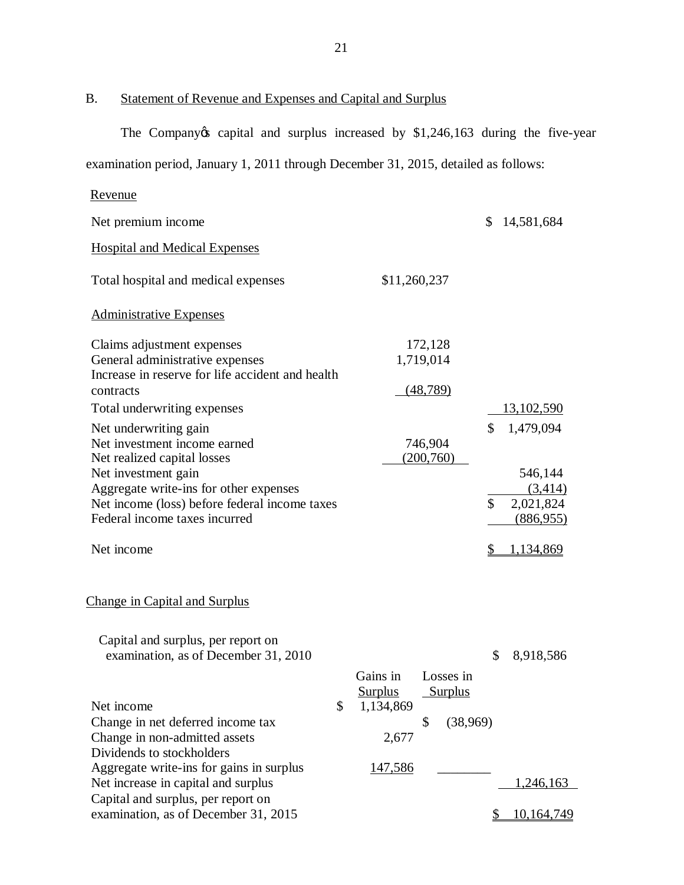## B. Statement of Revenue and Expenses and Capital and Surplus

The Company's capital and surplus increased by $1,246,163 during the five-year examination period, January 1, 2011 through December 31, 2015, detailed as follows:

| Revenue | | |
|---|---|---|
| Net premium income | | $ 14,581,684 |
| **Hospital and Medical Expenses** | | |
| Total hospital and medical expenses | $11,260,237 | |
| **Administrative Expenses** | | |
| Claims adjustment expenses | 172,128 | |
| General administrative expenses | 1,719,014 | |
| Increase in reserve for life accident and health contracts | (48,789) | |
| Total underwriting expenses | | 13,102,590 |
| Net underwriting gain | | $ 1,479,094 |
| Net investment income earned | 746,904 | |
| Net realized capital losses | (200,760) | |
| Net investment gain | | 546,144 |
| Aggregate write-ins for other expenses | | (3,414) |
| Net income (loss) before federal income taxes | | $ 2,021,824 |
| Federal income taxes incurred | | (886,955) |
| Net income | | $ 1,134,869 |

### Change in Capital and Surplus

| | Gains in Surplus | Losses in Surplus | |
|---|---|---|---|
| Capital and surplus, per report on examination, as of December 31, 2010 | | | $ 8,918,586 |
| Net income | $ 1,134,869 | | |
| Change in net deferred income tax | | $ (38,969) | |
| Change in non-admitted assets | 2,677 | | |
| Dividends to stockholders | | | |
| Aggregate write-ins for gains in surplus | 147,586 | | |
| Net increase in capital and surplus | | | 1,246,163 |
| Capital and surplus, per report on examination, as of December 31, 2015 | | | $ 10,164,749 |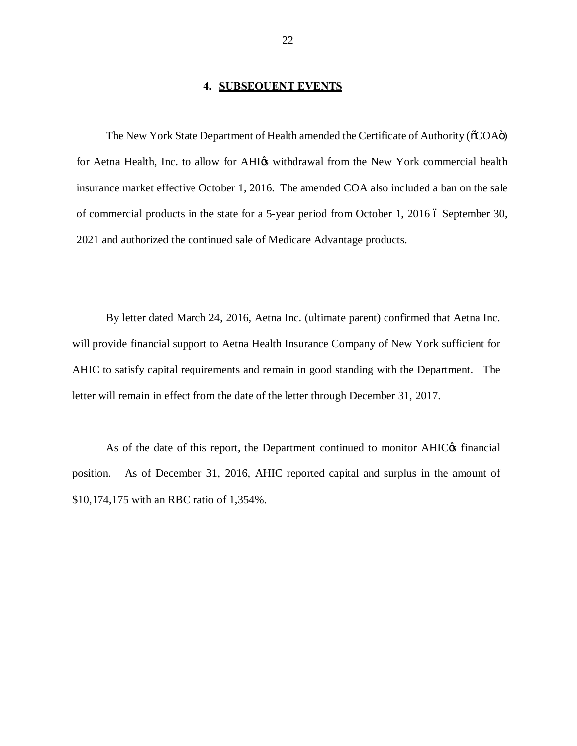## 4. SUBSEQUENT EVENTS

The New York State Department of Health amended the Certificate of Authority ("COA") for Aetna Health, Inc. to allow for AHI's withdrawal from the New York commercial health insurance market effective October 1, 2016. The amended COA also included a ban on the sale of commercial products in the state for a 5-year period from October 1, 2016 – September 30, 2021 and authorized the continued sale of Medicare Advantage products.

By letter dated March 24, 2016, Aetna Inc. (ultimate parent) confirmed that Aetna Inc. will provide financial support to Aetna Health Insurance Company of New York sufficient for AHIC to satisfy capital requirements and remain in good standing with the Department. The letter will remain in effect from the date of the letter through December 31, 2017.

As of the date of this report, the Department continued to monitor AHIC's financial position. As of December 31, 2016, AHIC reported capital and surplus in the amount of $10,174,175 with an RBC ratio of 1,354%.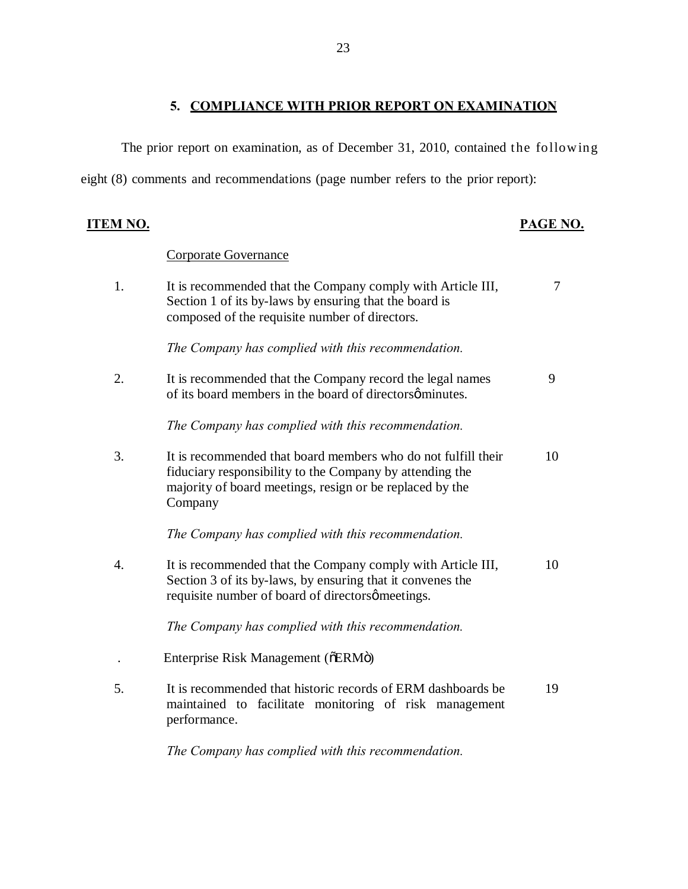## 5. COMPLIANCE WITH PRIOR REPORT ON EXAMINATION

The prior report on examination, as of December 31, 2010, contained the following eight (8) comments and recommendations (page number refers to the prior report):

| ITEM NO. | | PAGE NO. |
|---|---|---|
| | Corporate Governance | |
| 1. | It is recommended that the Company comply with Article III, Section 1 of its by-laws by ensuring that the board is composed of the requisite number of directors.<br><br>*The Company has complied with this recommendation.* | 7 |
| 2. | It is recommended that the Company record the legal names of its board members in the board of directorsô minutes.<br><br>*The Company has complied with this recommendation.* | 9 |
| 3. | It is recommended that board members who do not fulfill their fiduciary responsibility to the Company by attending the majority of board meetings, resign or be replaced by the Company<br><br>*The Company has complied with this recommendation.* | 10 |
| 4. | It is recommended that the Company comply with Article III, Section 3 of its by-laws, by ensuring that it convenes the requisite number of board of directorsô meetings.<br><br>*The Company has complied with this recommendation.* | 10 |
| . | Enterprise Risk Management (õERMö) | |
| 5. | It is recommended that historic records of ERM dashboards be maintained to facilitate monitoring of risk management performance.<br><br>*The Company has complied with this recommendation.* | 19 |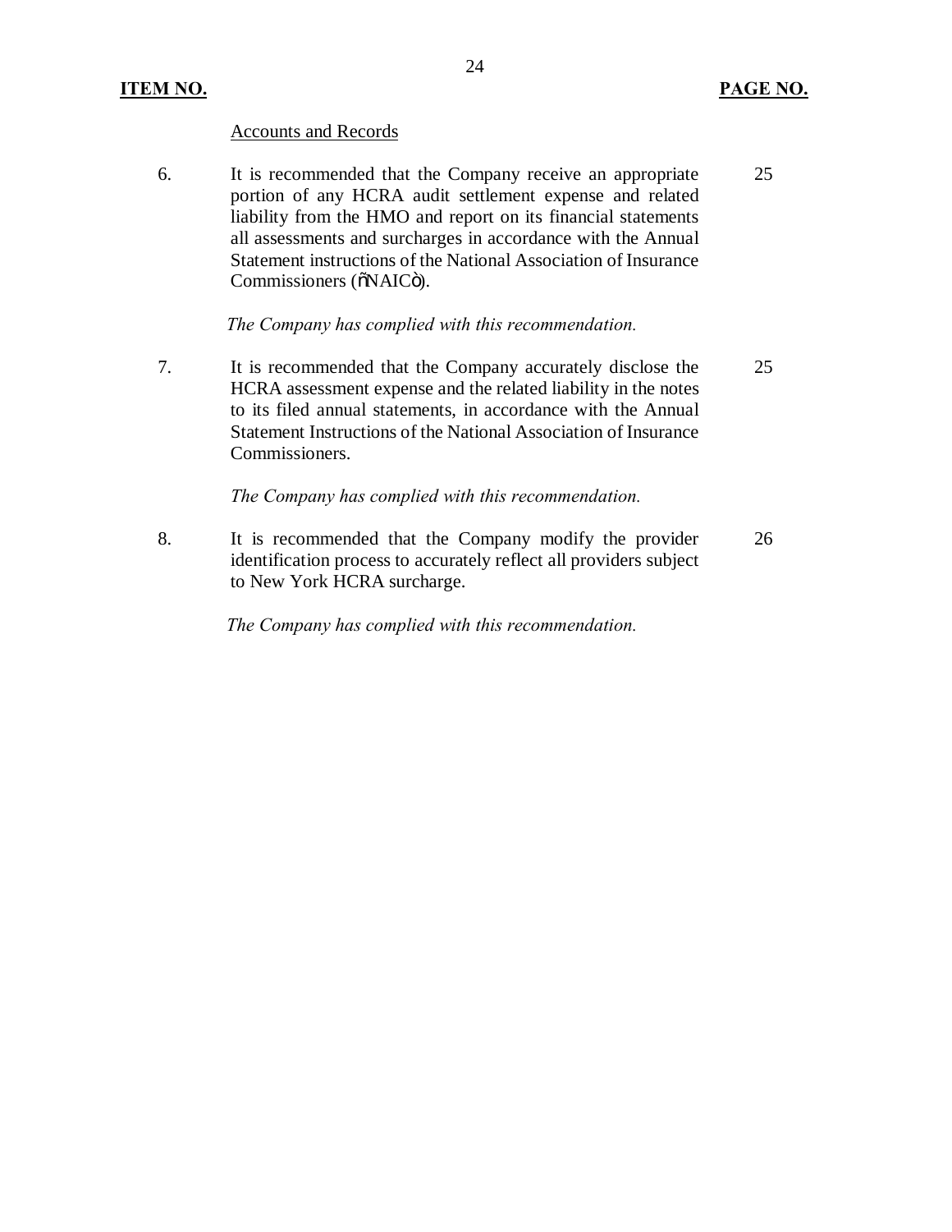| ITEM NO. | | PAGE NO. |
|---|---|---|
| | Accounts and Records | |
| 6. | It is recommended that the Company receive an appropriate portion of any HCRA audit settlement expense and related liability from the HMO and report on its financial statements all assessments and surcharges in accordance with the Annual Statement instructions of the National Association of Insurance Commissioners ("NAIC"). | 25 |
| | *The Company has complied with this recommendation.* | |
| 7. | It is recommended that the Company accurately disclose the HCRA assessment expense and the related liability in the notes to its filed annual statements, in accordance with the Annual Statement Instructions of the National Association of Insurance Commissioners. | 25 |
| | *The Company has complied with this recommendation.* | |
| 8. | It is recommended that the Company modify the provider identification process to accurately reflect all providers subject to New York HCRA surcharge. | 26 |
| | *The Company has complied with this recommendation.* | |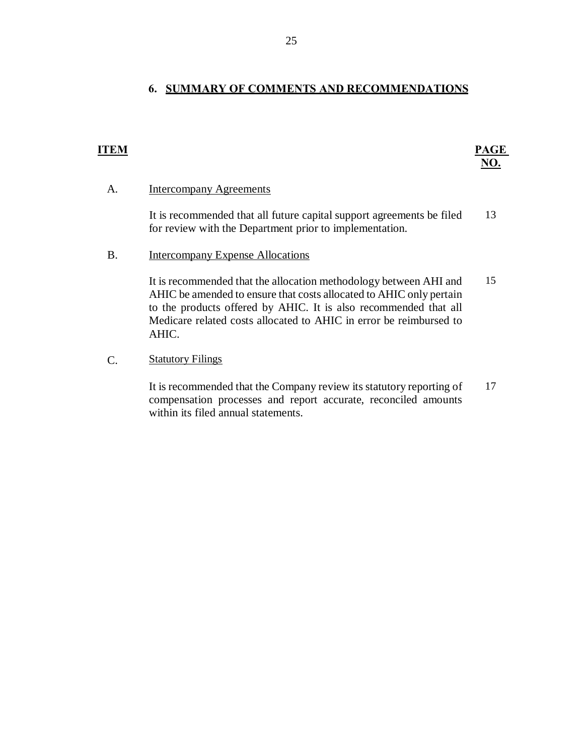## 6. SUMMARY OF COMMENTS AND RECOMMENDATIONS

| ITEM | | PAGE NO. |
|---|---|---|
| A. | Intercompany Agreements | |
| | It is recommended that all future capital support agreements be filed for review with the Department prior to implementation. | 13 |
| B. | Intercompany Expense Allocations | |
| | It is recommended that the allocation methodology between AHI and AHIC be amended to ensure that costs allocated to AHIC only pertain to the products offered by AHIC. It is also recommended that all Medicare related costs allocated to AHIC in error be reimbursed to AHIC. | 15 |
| C. | Statutory Filings | |
| | It is recommended that the Company review its statutory reporting of compensation processes and report accurate, reconciled amounts within its filed annual statements. | 17 |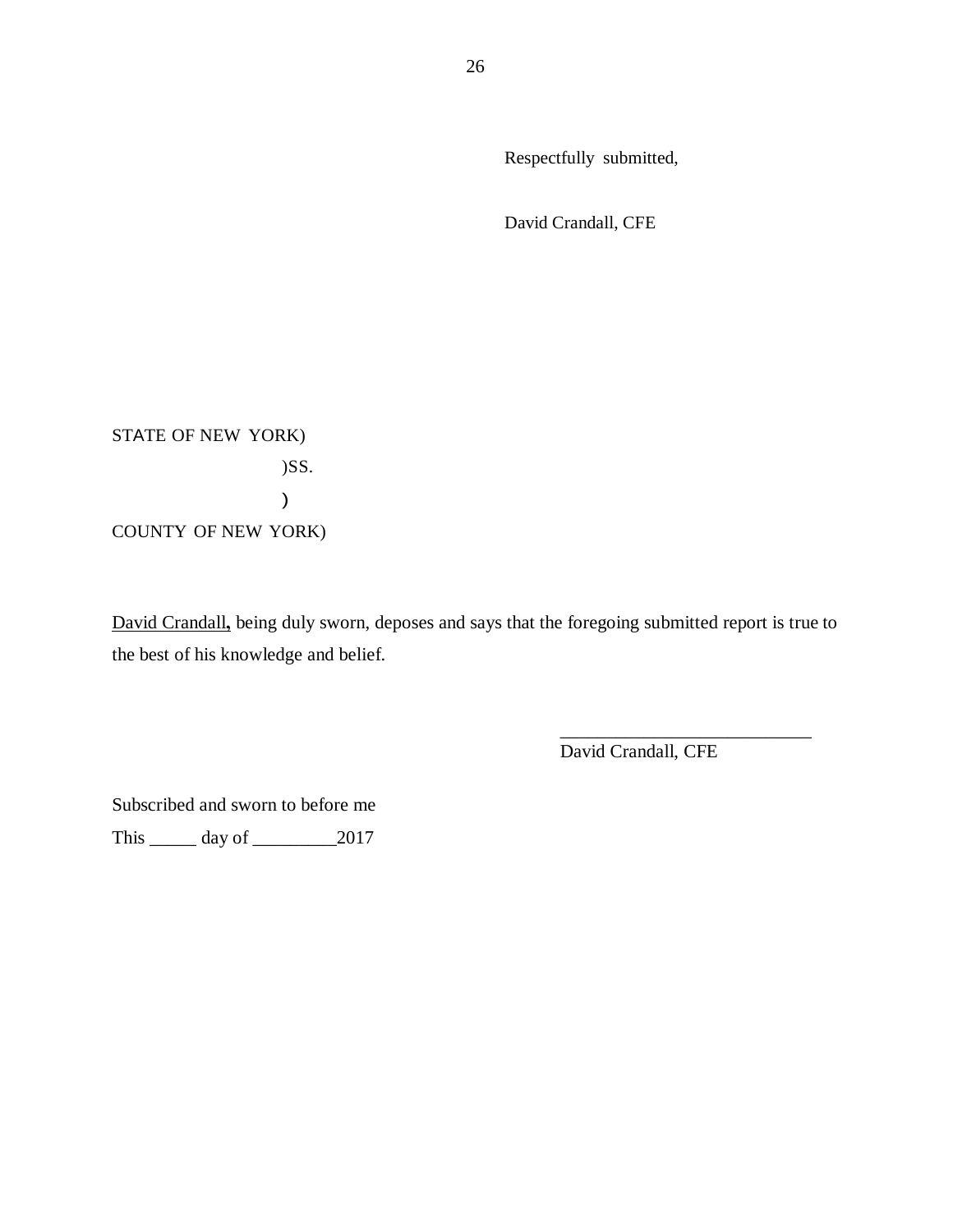Respectfully submitted,

David Crandall, CFE

STATE OF NEW YORK)

)SS.

)

COUNTY OF NEW YORK)

<u>David Crandall</u>**,** being duly sworn, deposes and says that the foregoing submitted report is true to the best of his knowledge and belief.

\_\_\_\_\_\_\_\_\_\_\_\_\_\_\_\_\_\_\_\_\_\_\_\_\_\_\_
David Crandall, CFE

Subscribed and sworn to before me

This _____ day of _________2017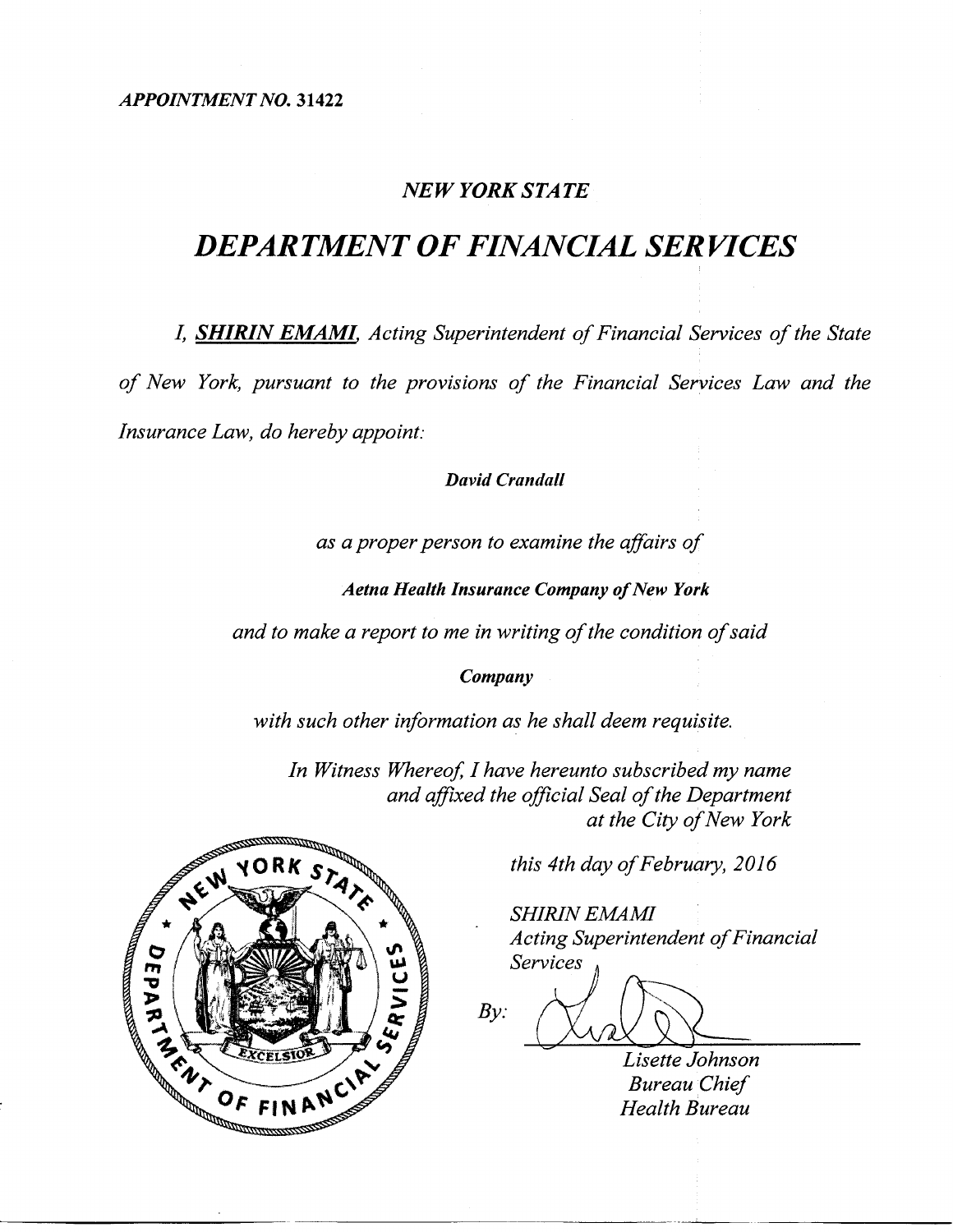*APPOINTMENT NO.* **31422**

## *NEW YORK STATE*

# *DEPARTMENT OF FINANCIAL SERVICES*

*I, **SHIRIN EMAMI**, Acting Superintendent of Financial Services of the State of New York, pursuant to the provisions of the Financial Services Law and the Insurance Law, do hereby appoint:*

***David Crandall***

*as a proper person to examine the affairs of*

***Aetna Health Insurance Company of New York***

*and to make a report to me in writing of the condition of said*

***Company***

*with such other information as he shall deem requisite.*

*In Witness Whereof, I have hereunto subscribed my name and affixed the official Seal of the Department at the City of New York*

*this 4th day of February, 2016*

*SHIRIN EMAMI*
*Acting Superintendent of Financial Services*

*By:*

*Lisette Johnson*
*Bureau Chief*
*Health Bureau*